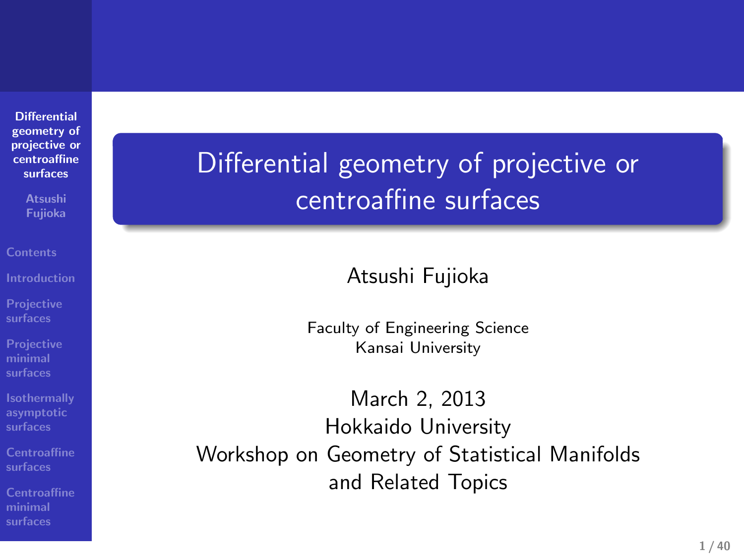# Differential geometry of projective or centroaffine surfaces

Atsushi Fujioka

Faculty of Engineering Science
Kansai University

March 2, 2013
Hokkaido University
Workshop on Geometry of Statistical Manifolds
and Related Topics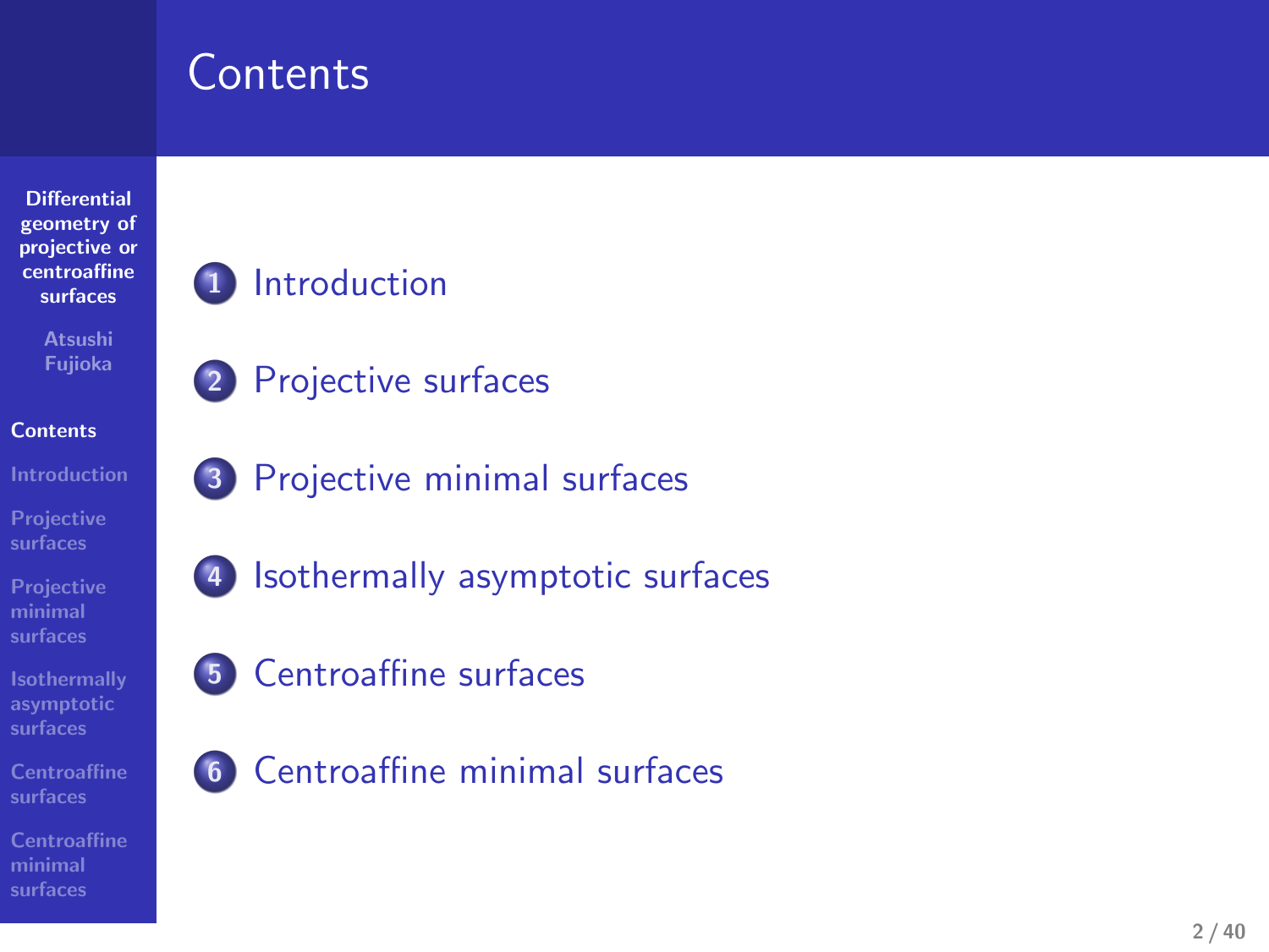# Contents

1. Introduction
2. Projective surfaces
3. Projective minimal surfaces
4. Isothermally asymptotic surfaces
5. Centroaffine surfaces
6. Centroaffine minimal surfaces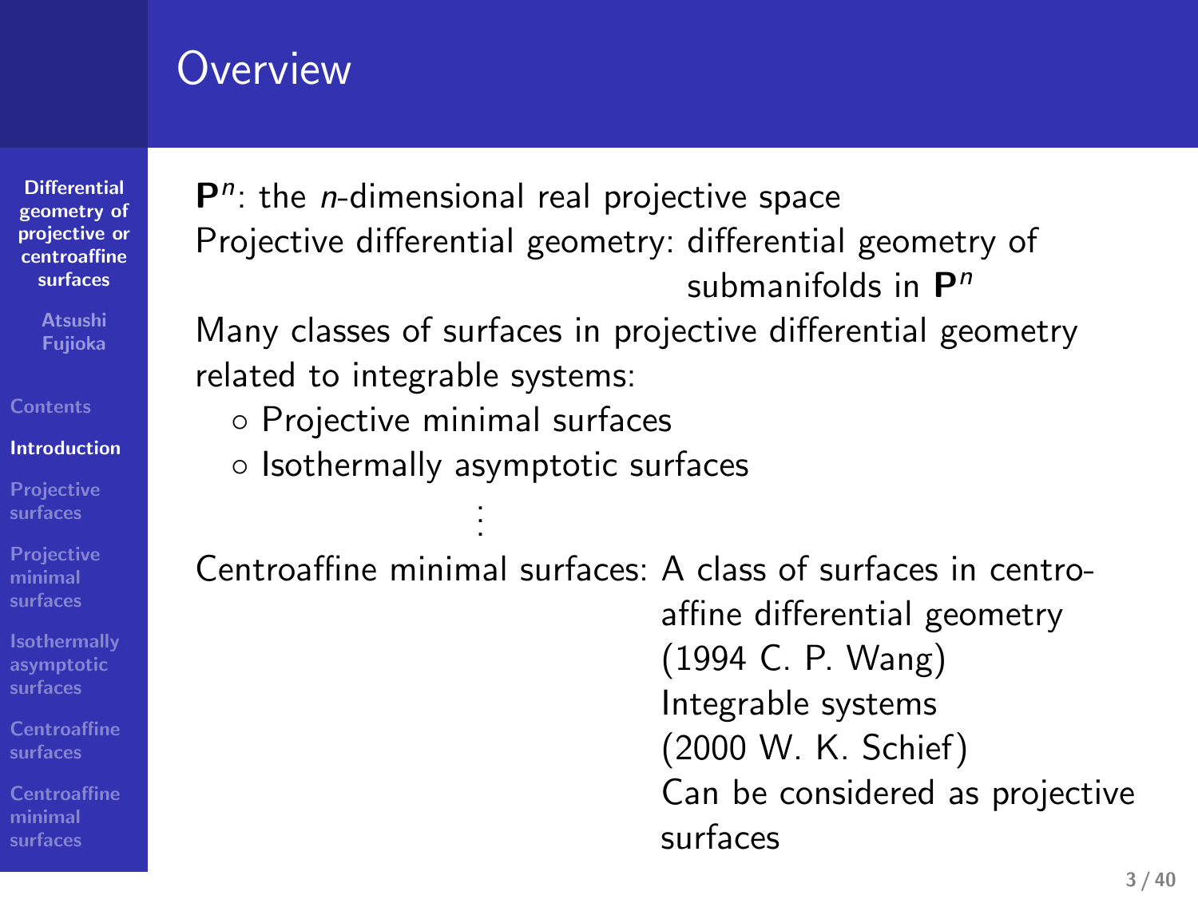## Overview

$\mathbf{P}^n$: the $n$-dimensional real projective space

Projective differential geometry: differential geometry of submanifolds in $\mathbf{P}^n$

Many classes of surfaces in projective differential geometry related to integrable systems:

- Projective minimal surfaces
- Isothermally asymptotic surfaces

$\vdots$

Centroaffine minimal surfaces: A class of surfaces in centroaffine differential geometry (1994 C. P. Wang)
Integrable systems (2000 W. K. Schief)
Can be considered as projective surfaces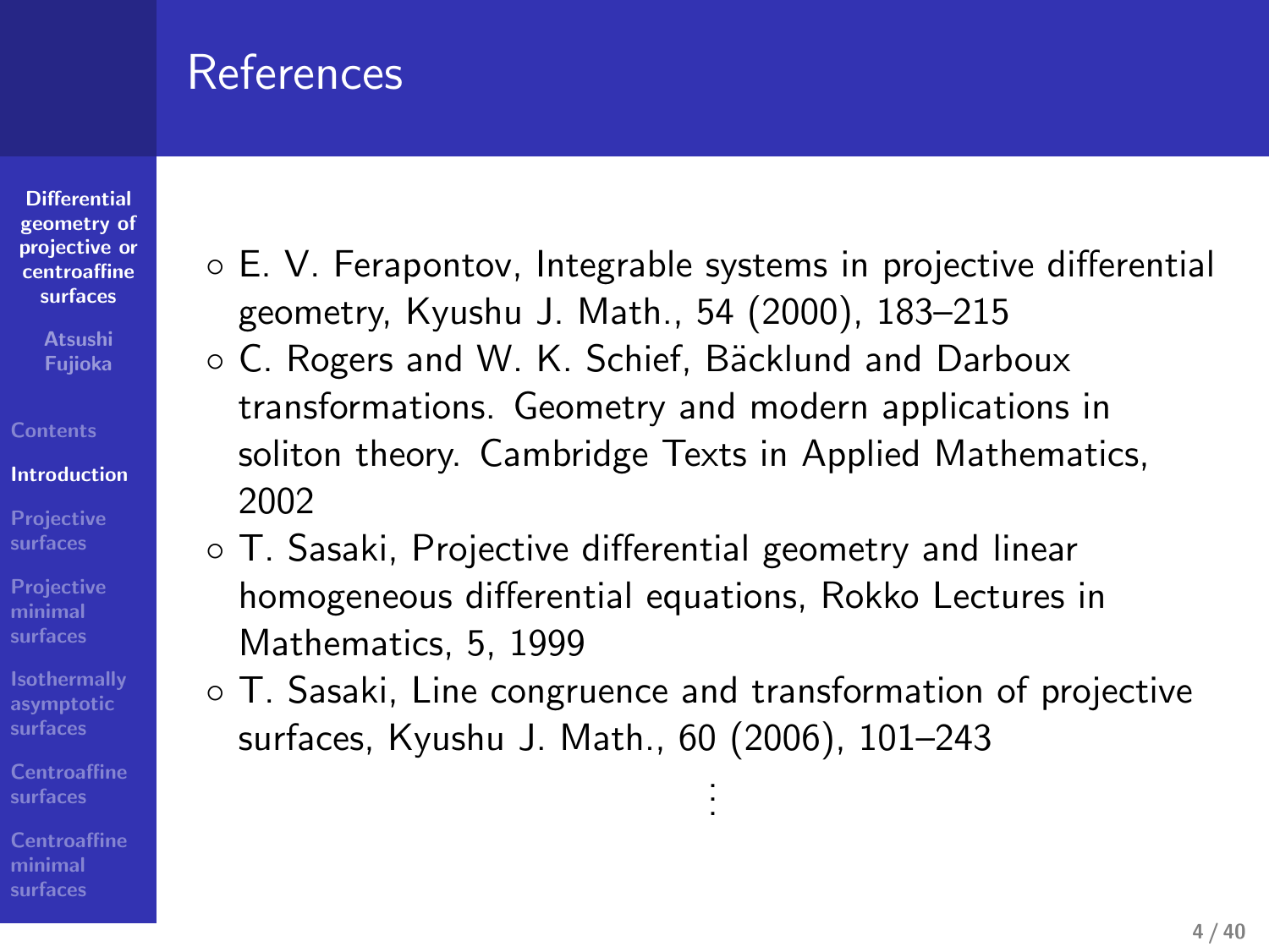# References

- E. V. Ferapontov, Integrable systems in projective differential geometry, Kyushu J. Math., 54 (2000), 183–215
- C. Rogers and W. K. Schief, Bäcklund and Darboux transformations. Geometry and modern applications in soliton theory. Cambridge Texts in Applied Mathematics, 2002
- T. Sasaki, Projective differential geometry and linear homogeneous differential equations, Rokko Lectures in Mathematics, 5, 1999
- T. Sasaki, Line congruence and transformation of projective surfaces, Kyushu J. Math., 60 (2006), 101–243

$\vdots$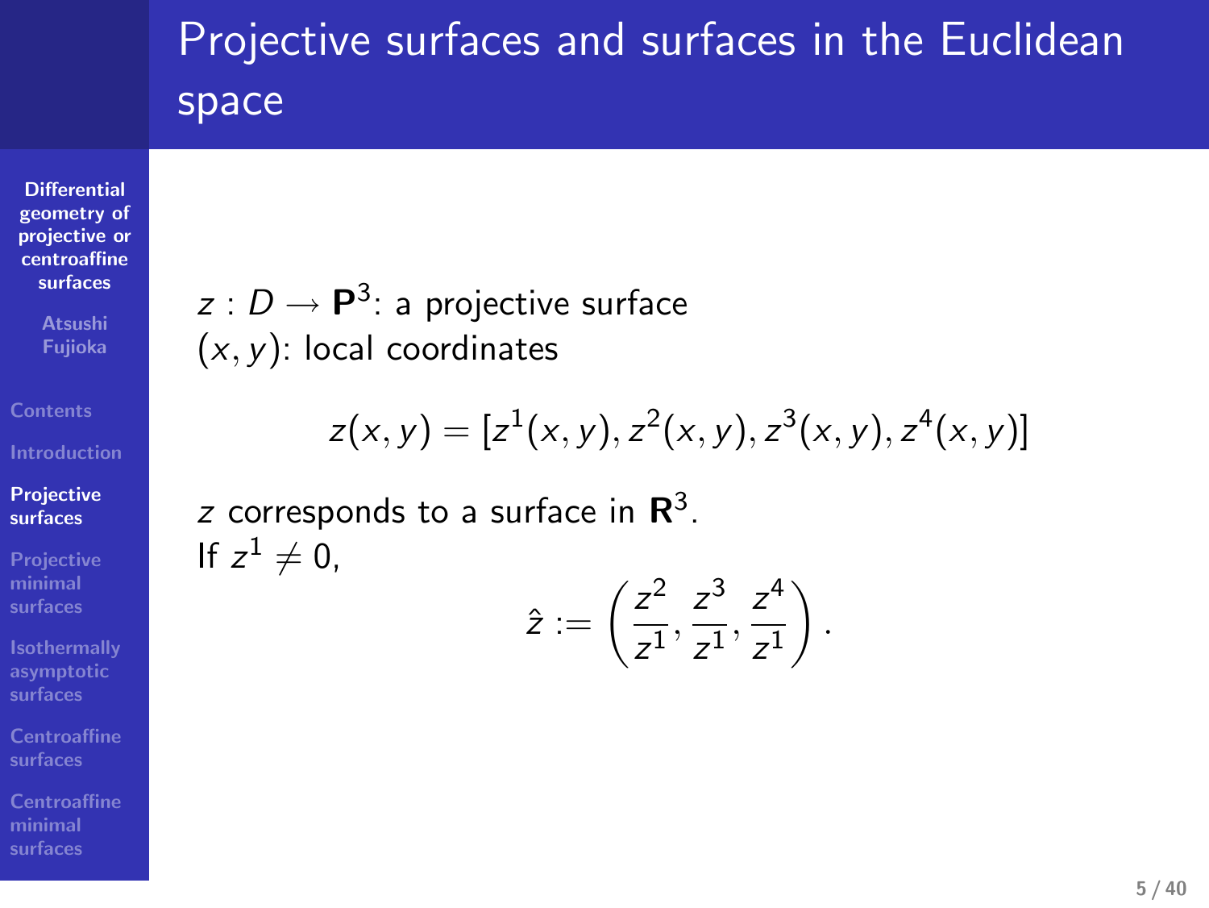# Projective surfaces and surfaces in the Euclidean space

$z : D \to \mathbf{P}^3$: a projective surface
$(x, y)$: local coordinates

$$z(x, y) = [z^1(x, y), z^2(x, y), z^3(x, y), z^4(x, y)]$$

$z$ corresponds to a surface in $\mathbf{R}^3$.
If $z^1 \neq 0$,

$$\hat{z} := \left( \frac{z^2}{z^1}, \frac{z^3}{z^1}, \frac{z^4}{z^1} \right).$$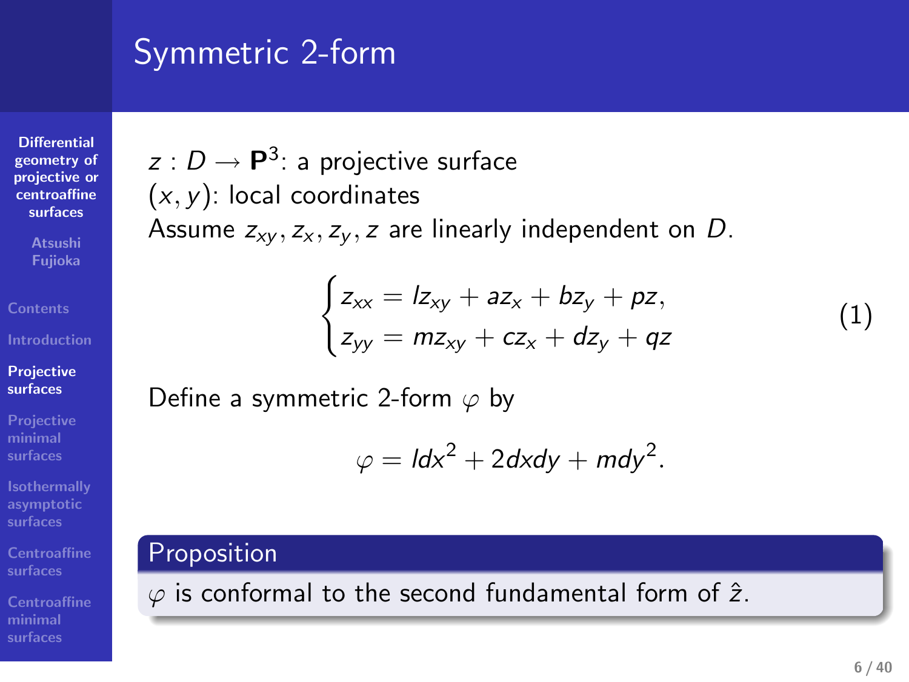# Symmetric 2-form

$z : D \to \mathbf{P}^3$: a projective surface
$(x, y)$: local coordinates
Assume $z_{xy}, z_x, z_y, z$ are linearly independent on $D$.

$$\begin{cases} z_{xx} = l z_{xy} + a z_x + b z_y + p z, \\ z_{yy} = m z_{xy} + c z_x + d z_y + q z \end{cases} \tag{1}$$

Define a symmetric 2-form $\varphi$ by

$$\varphi = l dx^2 + 2 dx dy + m dy^2.$$

**Proposition**

$\varphi$ is conformal to the second fundamental form of $\hat{z}$.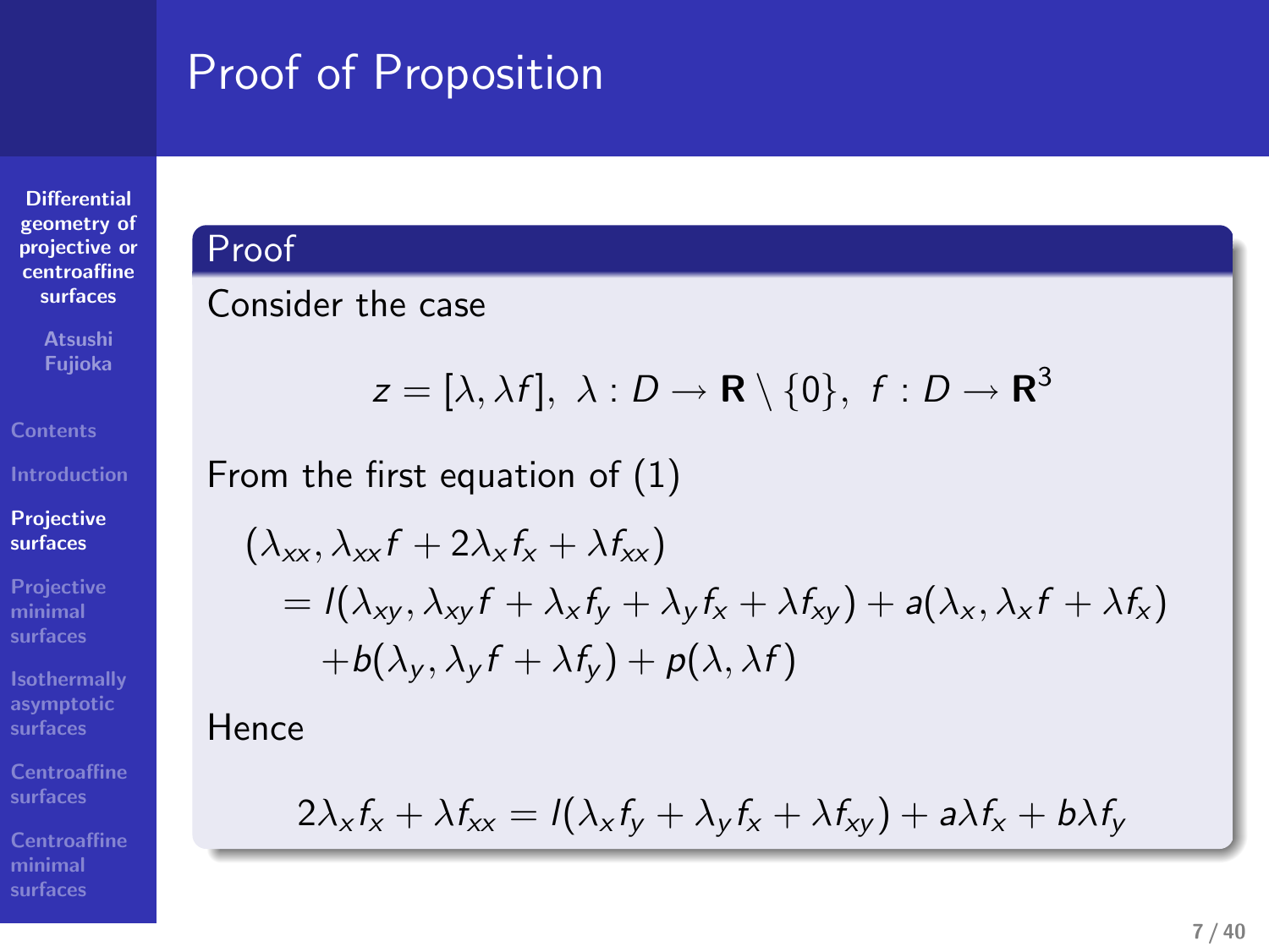# Proof of Proposition

**Proof**

Consider the case

$$z = [\lambda, \lambda f],\ \lambda : D \to \mathbf{R} \setminus \{0\},\ f : D \to \mathbf{R}^3$$

From the first equation of (1)

$$
\begin{aligned}
&(\lambda_{xx}, \lambda_{xx} f + 2\lambda_x f_x + \lambda f_{xx}) \\
&\quad = l(\lambda_{xy}, \lambda_{xy} f + \lambda_x f_y + \lambda_y f_x + \lambda f_{xy}) + a(\lambda_x, \lambda_x f + \lambda f_x) \\
&\qquad + b(\lambda_y, \lambda_y f + \lambda f_y) + p(\lambda, \lambda f)
\end{aligned}
$$

Hence

$$2\lambda_x f_x + \lambda f_{xx} = l(\lambda_x f_y + \lambda_y f_x + \lambda f_{xy}) + a\lambda f_x + b\lambda f_y$$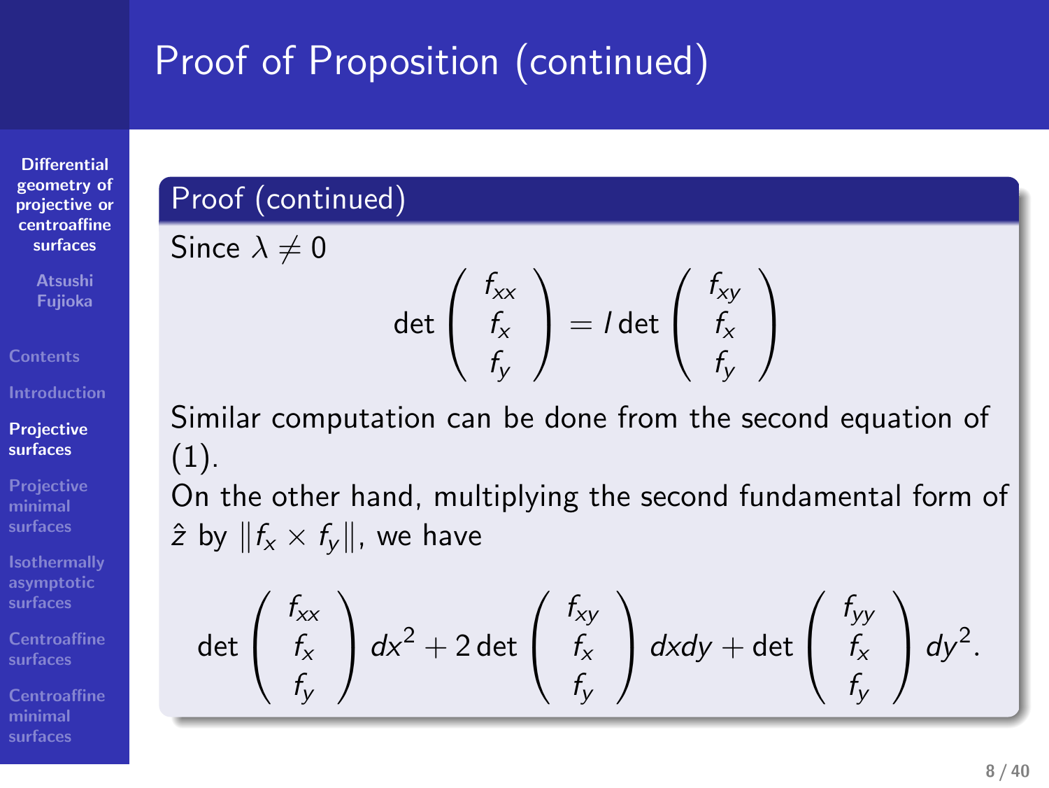# Proof of Proposition (continued)

## Proof (continued)

Since $\lambda \neq 0$

$$\det \begin{pmatrix} f_{xx} \\ f_x \\ f_y \end{pmatrix} = l \det \begin{pmatrix} f_{xy} \\ f_x \\ f_y \end{pmatrix}$$

Similar computation can be done from the second equation of (1).

On the other hand, multiplying the second fundamental form of $\hat{z}$ by $\|f_x \times f_y\|$, we have

$$\det \begin{pmatrix} f_{xx} \\ f_x \\ f_y \end{pmatrix} dx^2 + 2 \det \begin{pmatrix} f_{xy} \\ f_x \\ f_y \end{pmatrix} dxdy + \det \begin{pmatrix} f_{yy} \\ f_x \\ f_y \end{pmatrix} dy^2.$$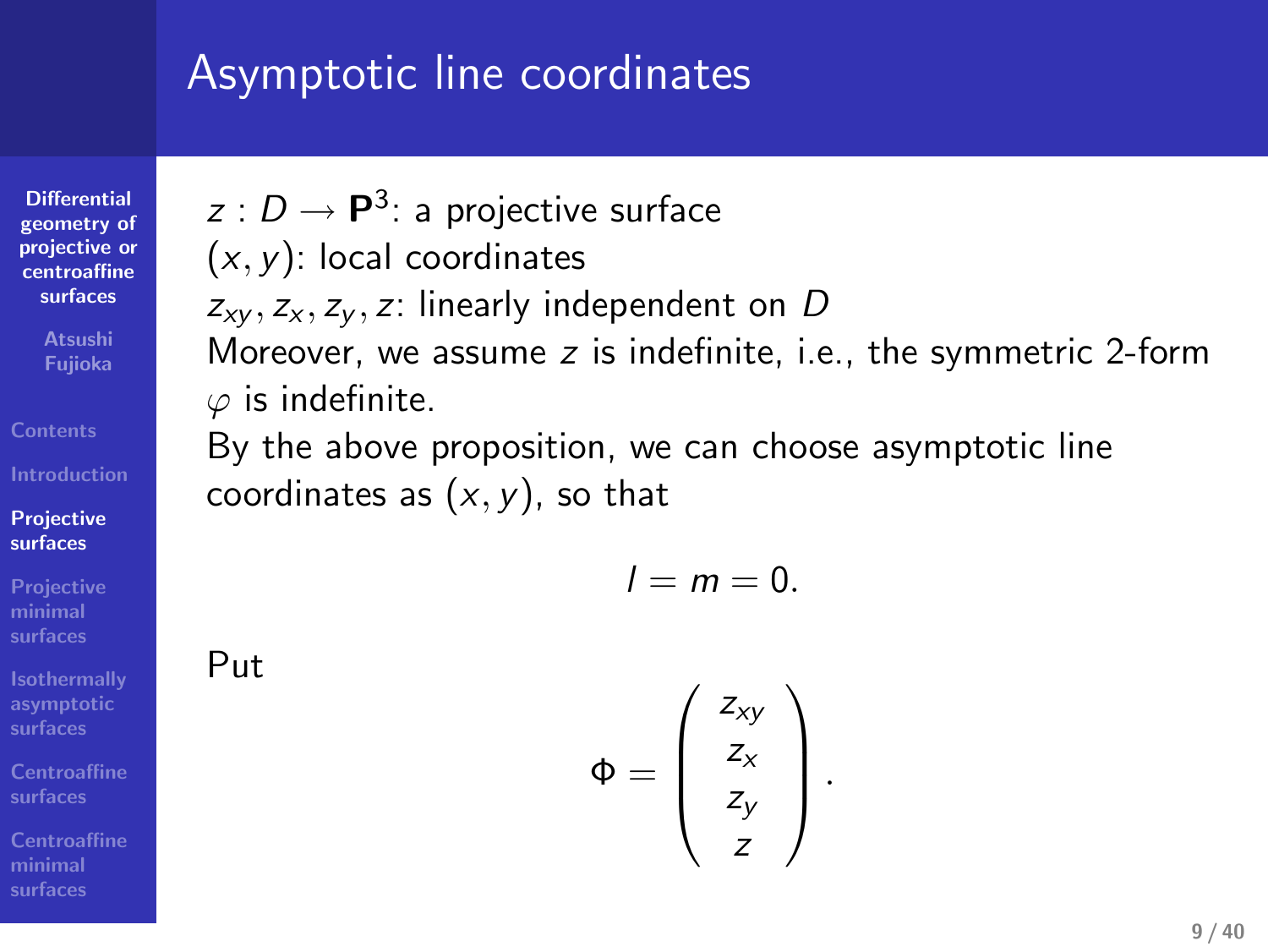## Asymptotic line coordinates

$z : D \to \mathbf{P}^3$: a projective surface

$(x, y)$: local coordinates

$z_{xy}, z_x, z_y, z$: linearly independent on $D$

Moreover, we assume $z$ is indefinite, i.e., the symmetric 2-form $\varphi$ is indefinite.

By the above proposition, we can choose asymptotic line coordinates as $(x, y)$, so that

$$l = m = 0.$$

Put

$$\Phi = \begin{pmatrix} z_{xy} \\ z_x \\ z_y \\ z \end{pmatrix}.$$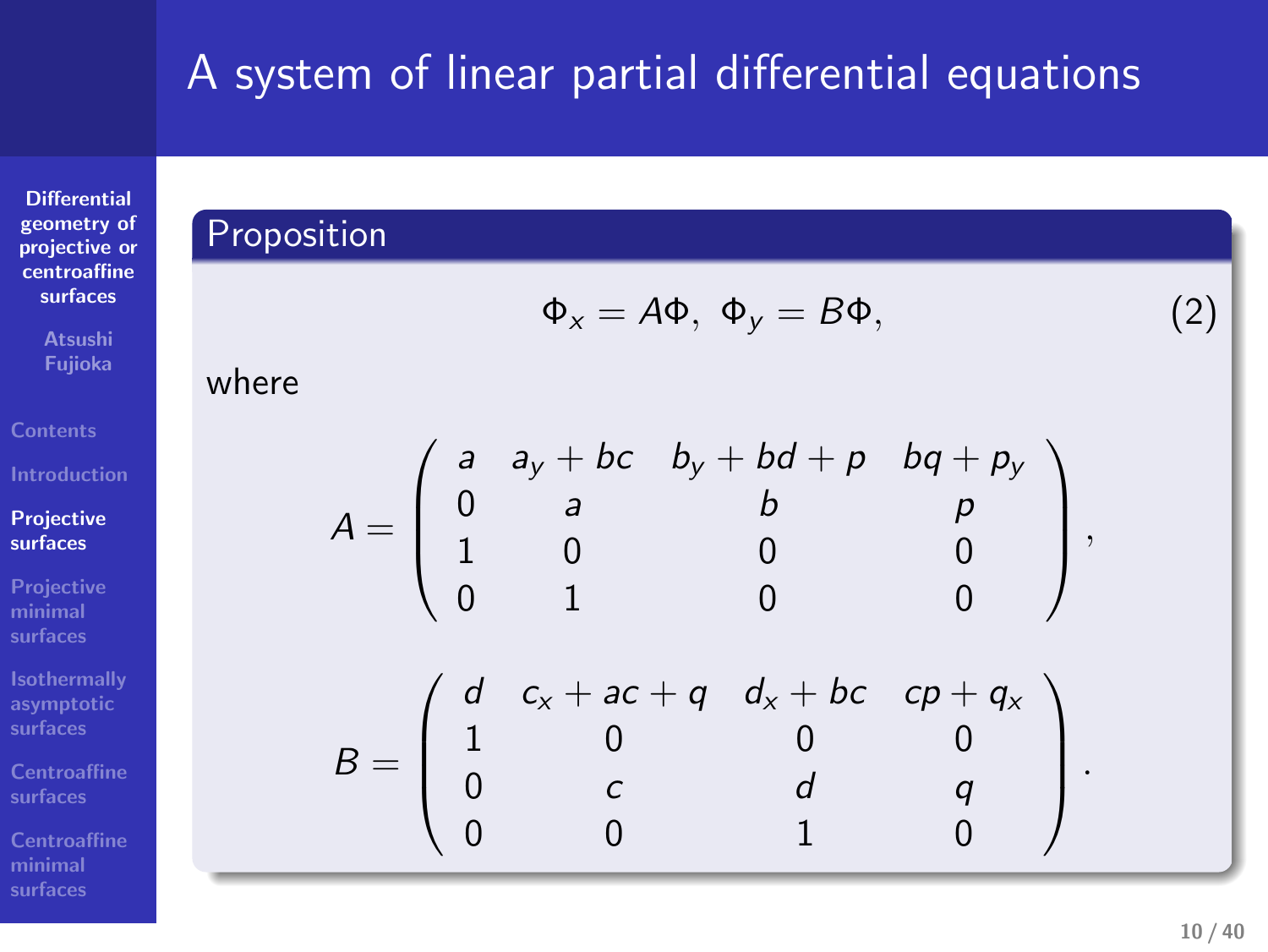# A system of linear partial differential equations

**Proposition**

$$\Phi_x = A\Phi,\ \Phi_y = B\Phi, \tag{2}$$

where

$$A = \begin{pmatrix} a & a_y + bc & b_y + bd + p & bq + p_y \\ 0 & a & b & p \\ 1 & 0 & 0 & 0 \\ 0 & 1 & 0 & 0 \end{pmatrix},$$

$$B = \begin{pmatrix} d & c_x + ac + q & d_x + bc & cp + q_x \\ 1 & 0 & 0 & 0 \\ 0 & c & d & q \\ 0 & 0 & 1 & 0 \end{pmatrix}.$$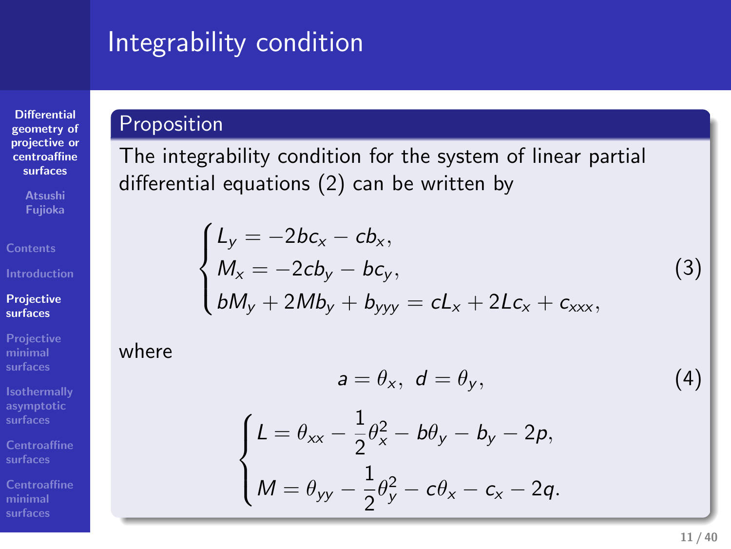# Integrability condition

**Proposition**

The integrability condition for the system of linear partial differential equations (2) can be written by

$$
\begin{cases}
L_y = -2bc_x - cb_x, \\
M_x = -2cb_y - bc_y, \\
bM_y + 2Mb_y + b_{yyy} = cL_x + 2Lc_x + c_{xxx},
\end{cases}
\tag{3}
$$

where

$$
a = \theta_x, \; d = \theta_y, \tag{4}
$$

$$
\begin{cases}
L = \theta_{xx} - \dfrac{1}{2}\theta_x^2 - b\theta_y - b_y - 2p, \\[2ex]
M = \theta_{yy} - \dfrac{1}{2}\theta_y^2 - c\theta_x - c_x - 2q.
\end{cases}
$$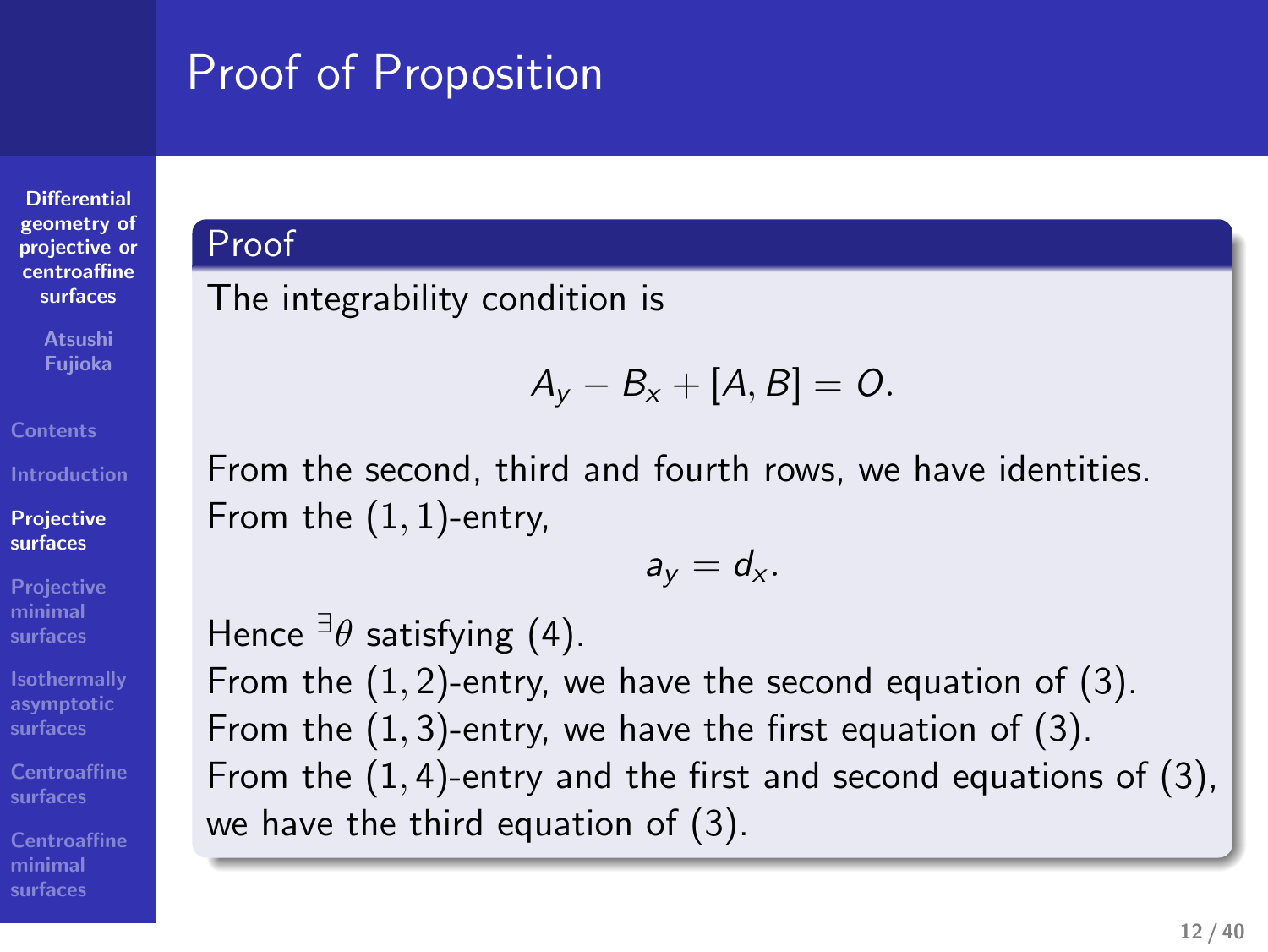# Proof of Proposition

**Proof**

The integrability condition is

$$A_y - B_x + [A, B] = O.$$

From the second, third and fourth rows, we have identities.
From the $(1, 1)$-entry,

$$a_y = d_x.$$

Hence $^\exists \theta$ satisfying (4).
From the $(1, 2)$-entry, we have the second equation of (3).
From the $(1, 3)$-entry, we have the first equation of (3).
From the $(1, 4)$-entry and the first and second equations of (3), we have the third equation of (3).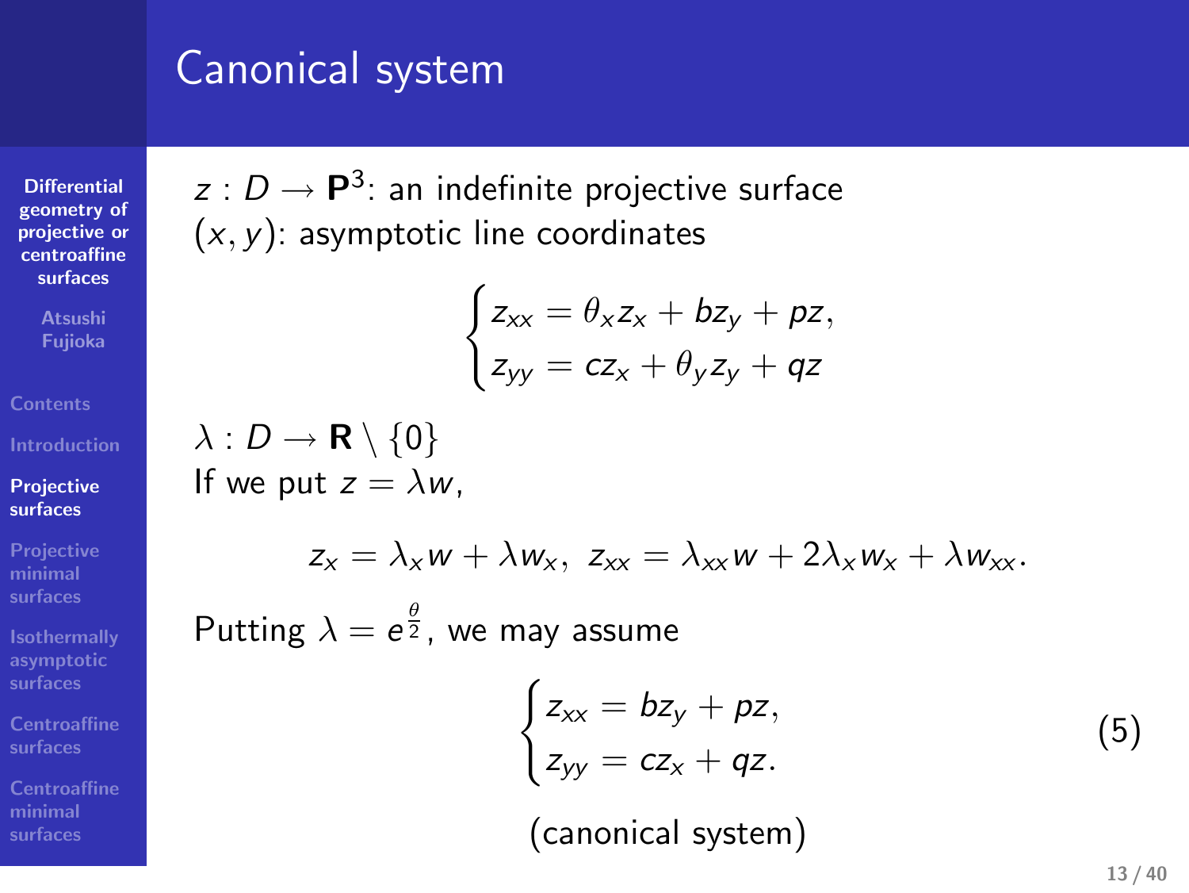# Canonical system

$z : D \to \mathbf{P}^3$: an indefinite projective surface
$(x, y)$: asymptotic line coordinates

$$
\begin{cases}
z_{xx} = \theta_x z_x + b z_y + p z, \\
z_{yy} = c z_x + \theta_y z_y + q z
\end{cases}
$$

$\lambda : D \to \mathbf{R} \setminus \{0\}$
If we put $z = \lambda w$,

$$
z_x = \lambda_x w + \lambda w_x,\ z_{xx} = \lambda_{xx} w + 2\lambda_x w_x + \lambda w_{xx}.
$$

Putting $\lambda = e^{\frac{\theta}{2}}$, we may assume

$$
\begin{cases}
z_{xx} = b z_y + p z, \\
z_{yy} = c z_x + q z.
\end{cases}
\tag{5}
$$

(canonical system)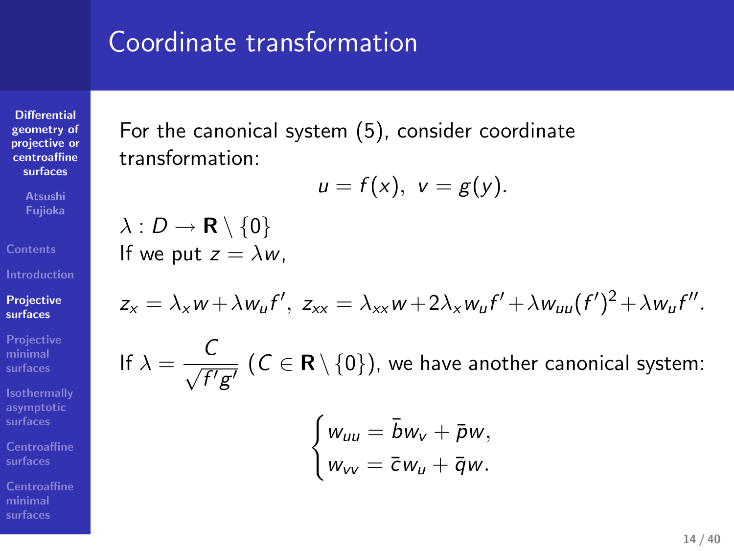# Coordinate transformation

For the canonical system (5), consider coordinate transformation:

$$u = f(x),\ v = g(y).$$

$\lambda : D \to \mathbf{R} \setminus \{0\}$
If we put $z = \lambda w$,

$$z_x = \lambda_x w + \lambda w_u f',\ z_{xx} = \lambda_{xx} w + 2\lambda_x w_u f' + \lambda w_{uu}(f')^2 + \lambda w_u f''.$$

If $\lambda = \dfrac{C}{\sqrt{f'g'}}$ $(C \in \mathbf{R} \setminus \{0\})$, we have another canonical system:

$$\begin{cases} w_{uu} = \bar{b} w_v + \bar{p} w, \\ w_{vv} = \bar{c} w_u + \bar{q} w. \end{cases}$$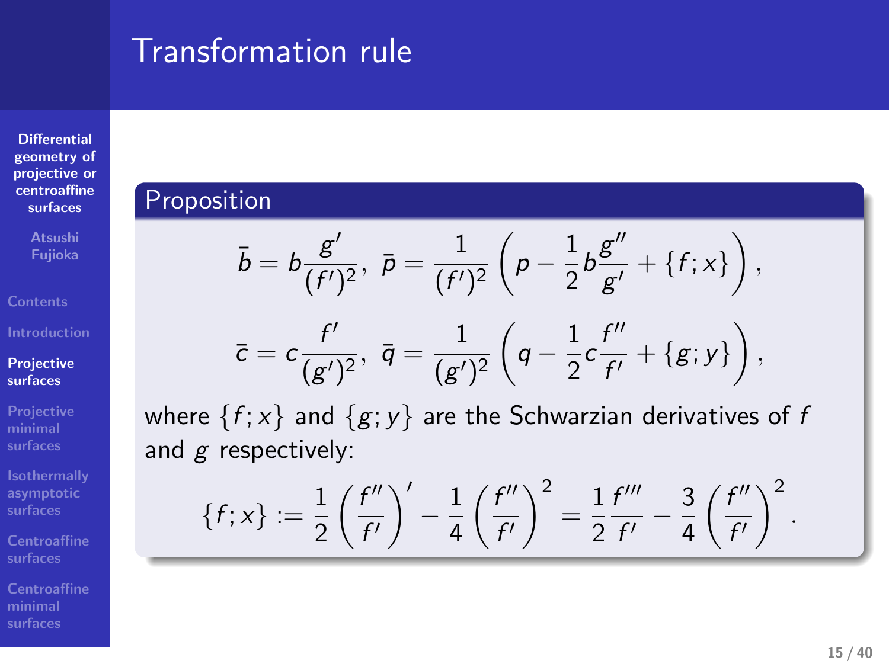# Transformation rule

## Proposition

$$\bar{b} = b\frac{g'}{(f')^2}, \ \bar{p} = \frac{1}{(f')^2}\left(p - \frac{1}{2}b\frac{g''}{g'} + \{f;x\}\right),$$

$$\bar{c} = c\frac{f'}{(g')^2}, \ \bar{q} = \frac{1}{(g')^2}\left(q - \frac{1}{2}c\frac{f''}{f'} + \{g;y\}\right),$$

where $\{f;x\}$ and $\{g;y\}$ are the Schwarzian derivatives of $f$ and $g$ respectively:

$$\{f;x\} := \frac{1}{2}\left(\frac{f''}{f'}\right)' - \frac{1}{4}\left(\frac{f''}{f'}\right)^2 = \frac{1}{2}\frac{f'''}{f'} - \frac{3}{4}\left(\frac{f''}{f'}\right)^2.$$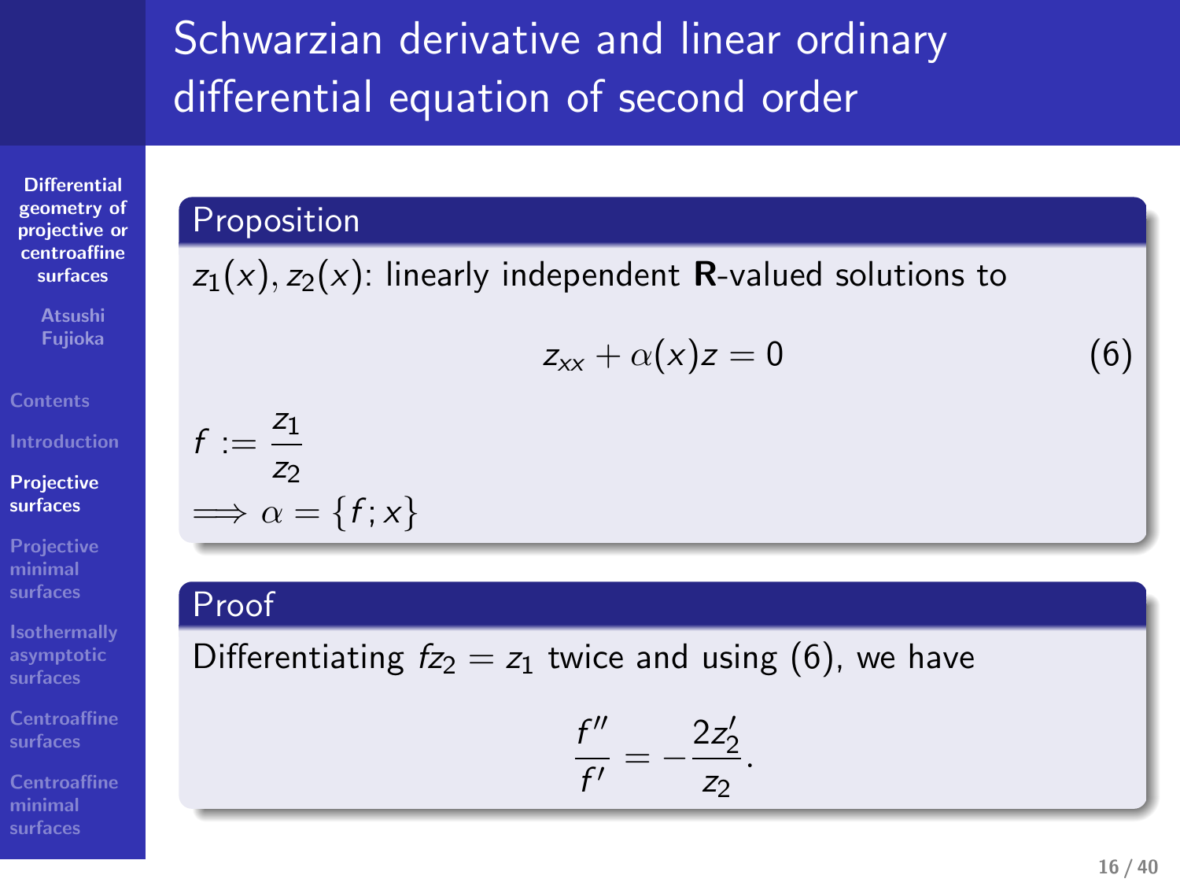# Schwarzian derivative and linear ordinary differential equation of second order

**Proposition**

$z_1(x), z_2(x)$: linearly independent **R**-valued solutions to

$$z_{xx} + \alpha(x) z = 0 \tag{6}$$

$f := \dfrac{z_1}{z_2}$

$\Longrightarrow \alpha = \{f; x\}$

**Proof**

Differentiating $f z_2 = z_1$ twice and using (6), we have

$$\frac{f''}{f'} = -\frac{2z_2'}{z_2}.$$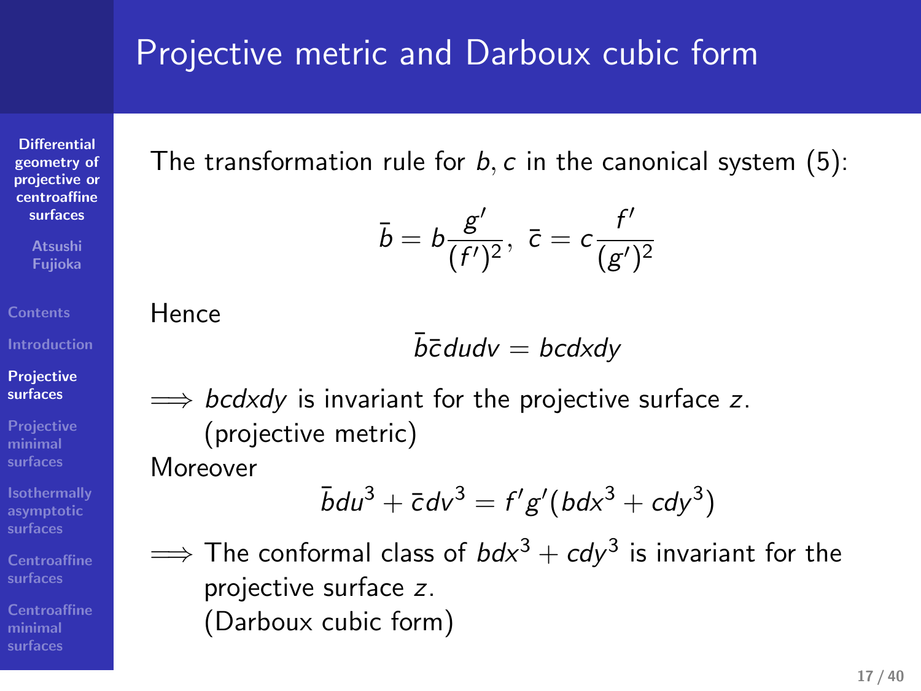# Projective metric and Darboux cubic form

The transformation rule for $b, c$ in the canonical system (5):

$$\bar{b} = b\frac{g'}{(f')^2}, \;\; \bar{c} = c\frac{f'}{(g')^2}$$

Hence

$$\bar{b}\bar{c}dudv = bcdxdy$$

$\Longrightarrow$ $bcdxdy$ is invariant for the projective surface $z$. (projective metric)

Moreover

$$\bar{b}du^3 + \bar{c}dv^3 = f'g'(bdx^3 + cdy^3)$$

$\Longrightarrow$ The conformal class of $bdx^3 + cdy^3$ is invariant for the projective surface $z$. (Darboux cubic form)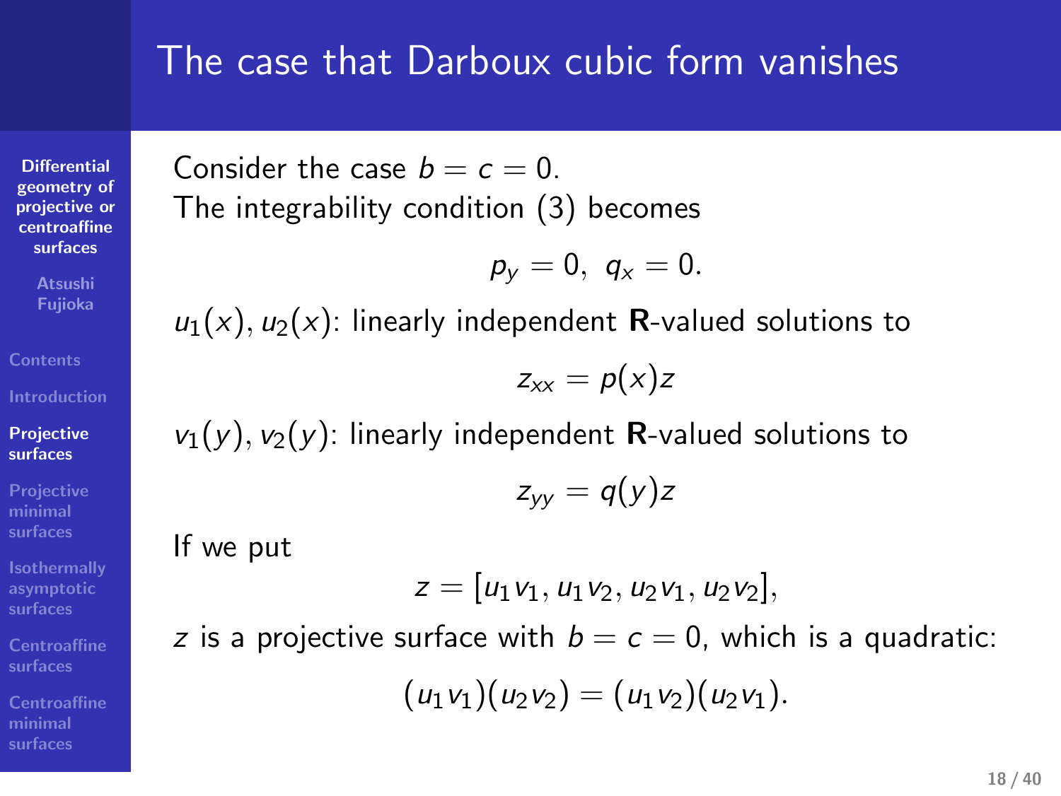# The case that Darboux cubic form vanishes

Consider the case $b = c = 0$.
The integrability condition (3) becomes

$$p_y = 0, \; q_x = 0.$$

$u_1(x), u_2(x)$: linearly independent **R**-valued solutions to

$$z_{xx} = p(x)z$$

$v_1(y), v_2(y)$: linearly independent **R**-valued solutions to

$$z_{yy} = q(y)z$$

If we put

$$z = [u_1 v_1, u_1 v_2, u_2 v_1, u_2 v_2],$$

$z$ is a projective surface with $b = c = 0$, which is a quadratic:

$$(u_1 v_1)(u_2 v_2) = (u_1 v_2)(u_2 v_1).$$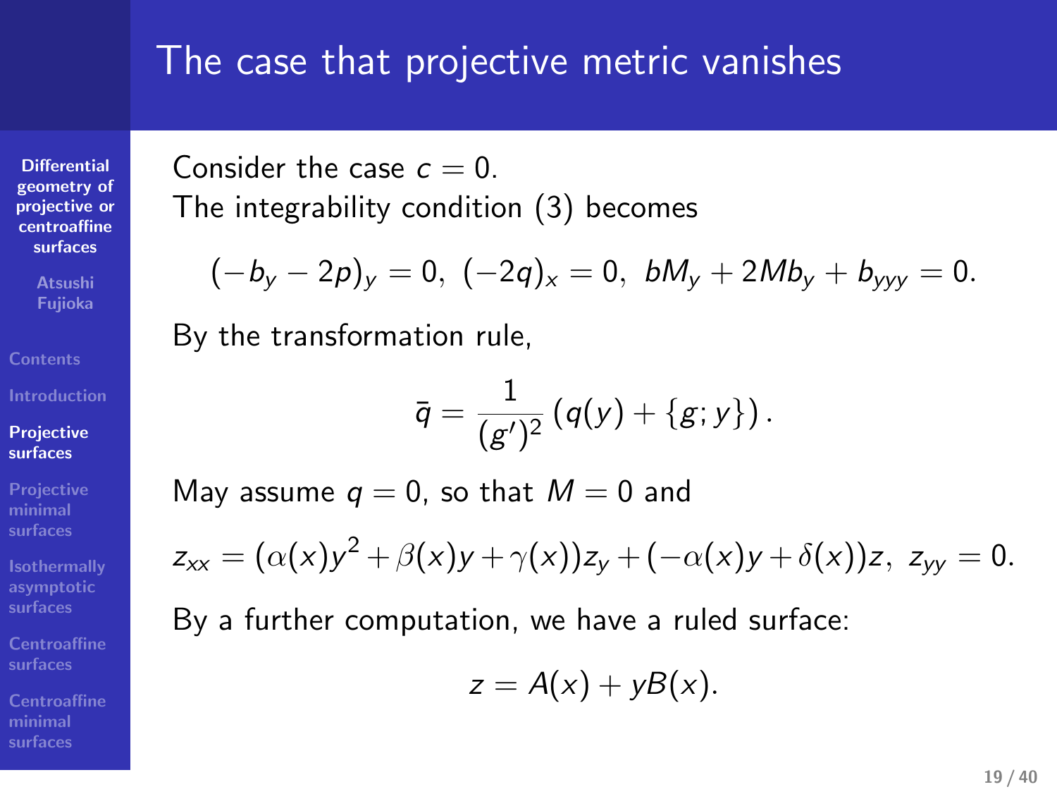# The case that projective metric vanishes

Consider the case $c = 0$.
The integrability condition (3) becomes

$$(-b_y - 2p)_y = 0,\ (-2q)_x = 0,\ bM_y + 2Mb_y + b_{yyy} = 0.$$

By the transformation rule,

$$\bar{q} = \frac{1}{(g')^2}\left(q(y) + \{g; y\}\right).$$

May assume $q = 0$, so that $M = 0$ and

$$z_{xx} = (\alpha(x)y^2 + \beta(x)y + \gamma(x))z_y + (-\alpha(x)y + \delta(x))z,\ z_{yy} = 0.$$

By a further computation, we have a ruled surface:

$$z = A(x) + yB(x).$$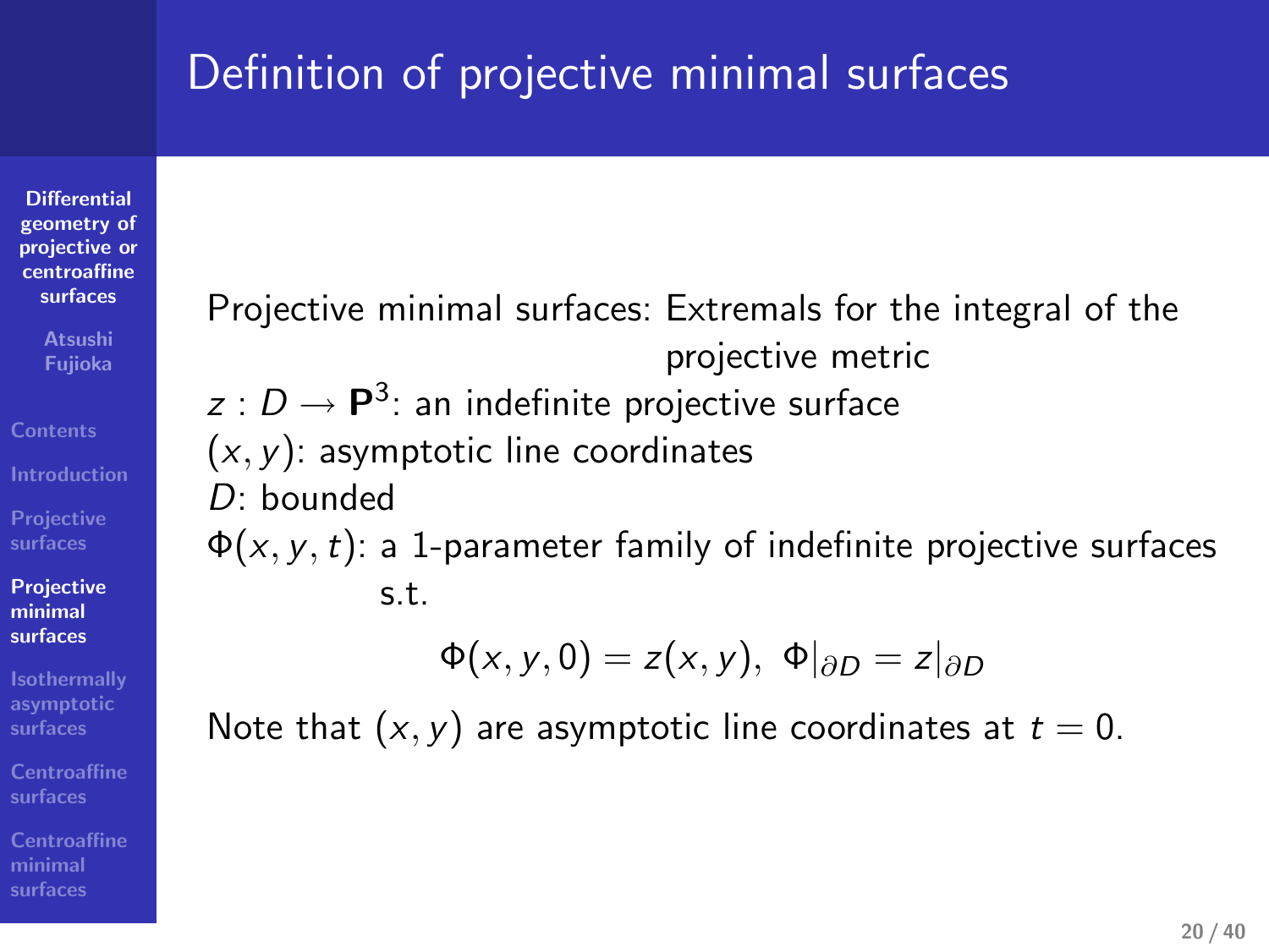# Definition of projective minimal surfaces

Projective minimal surfaces: Extremals for the integral of the projective metric

$z : D \to \mathbf{P}^3$: an indefinite projective surface
$(x, y)$: asymptotic line coordinates
$D$: bounded
$\Phi(x, y, t)$: a 1-parameter family of indefinite projective surfaces s.t.

$$\Phi(x, y, 0) = z(x, y),\ \Phi|_{\partial D} = z|_{\partial D}$$

Note that $(x, y)$ are asymptotic line coordinates at $t = 0$.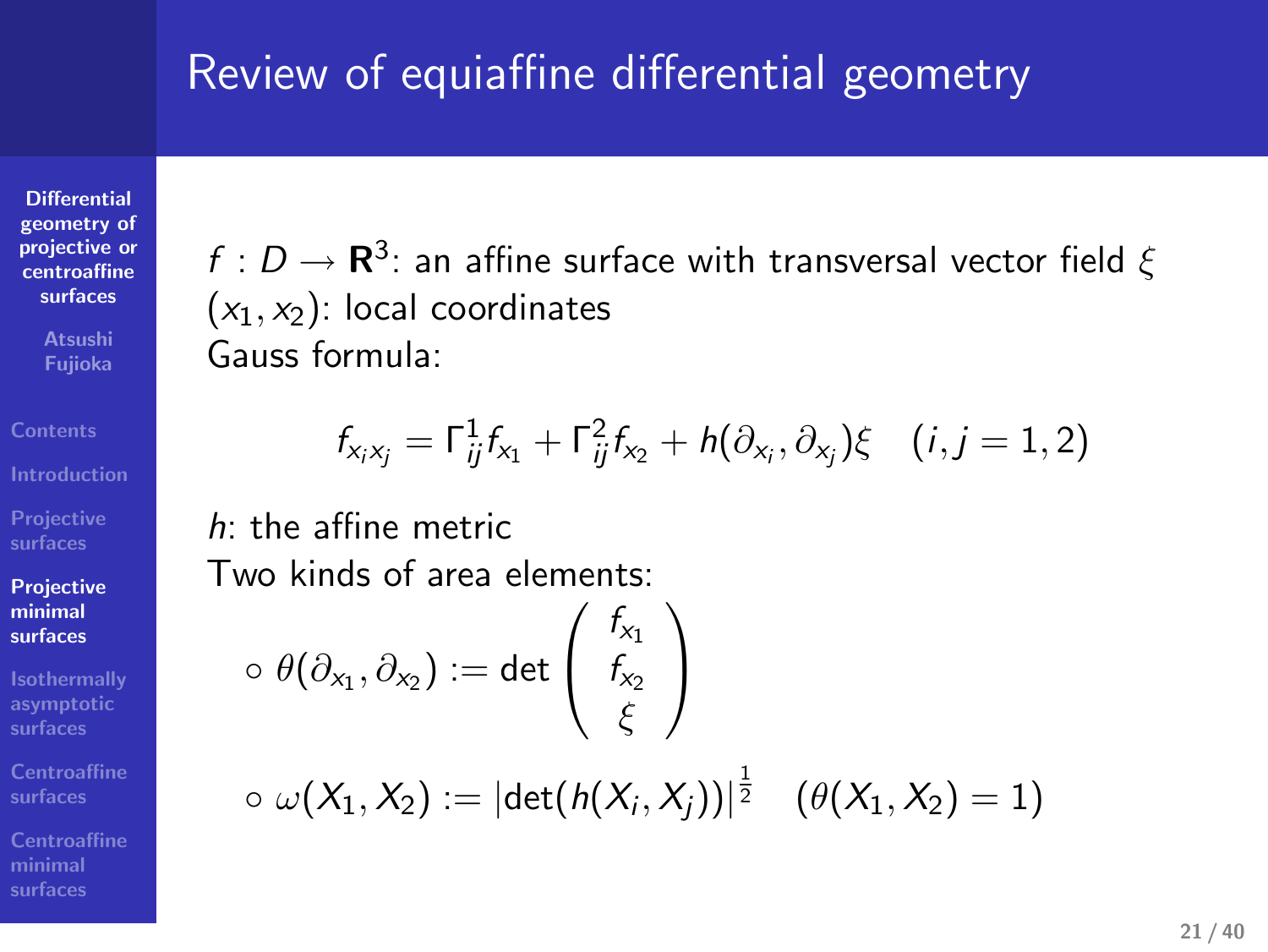# Review of equiaffine differential geometry

$f : D \to \mathbf{R}^3$: an affine surface with transversal vector field $\xi$
$(x_1, x_2)$: local coordinates
Gauss formula:

$$f_{x_i x_j} = \Gamma_{ij}^1 f_{x_1} + \Gamma_{ij}^2 f_{x_2} + h(\partial_{x_i}, \partial_{x_j})\xi \quad (i, j = 1, 2)$$

$h$: the affine metric
Two kinds of area elements:

- $\theta(\partial_{x_1}, \partial_{x_2}) := \det \begin{pmatrix} f_{x_1} \\ f_{x_2} \\ \xi \end{pmatrix}$
- $\omega(X_1, X_2) := |\det(h(X_i, X_j))|^{\frac{1}{2}} \quad (\theta(X_1, X_2) = 1)$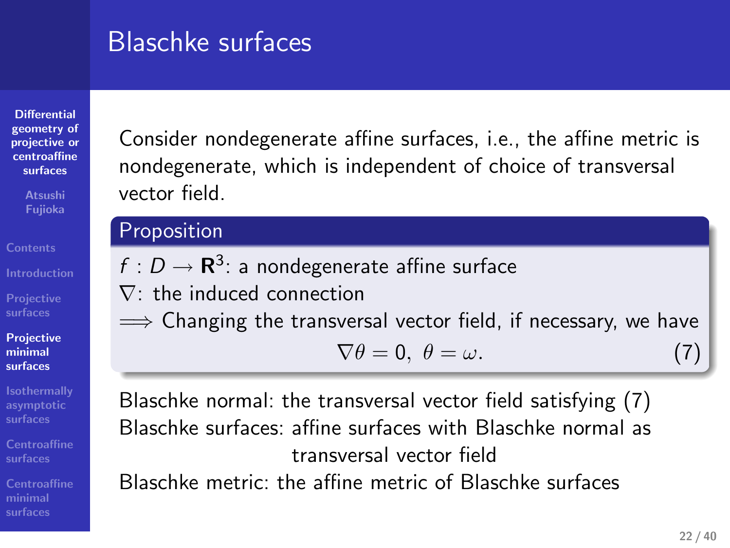# Blaschke surfaces

Consider nondegenerate affine surfaces, i.e., the affine metric is nondegenerate, which is independent of choice of transversal vector field.

**Proposition**

$f : D \to \mathbf{R}^3$: a nondegenerate affine surface

$\nabla$: the induced connection

$\Longrightarrow$ Changing the transversal vector field, if necessary, we have

$$\nabla\theta = 0, \ \theta = \omega. \tag{7}$$

Blaschke normal: the transversal vector field satisfying (7)

Blaschke surfaces: affine surfaces with Blaschke normal as transversal vector field

Blaschke metric: the affine metric of Blaschke surfaces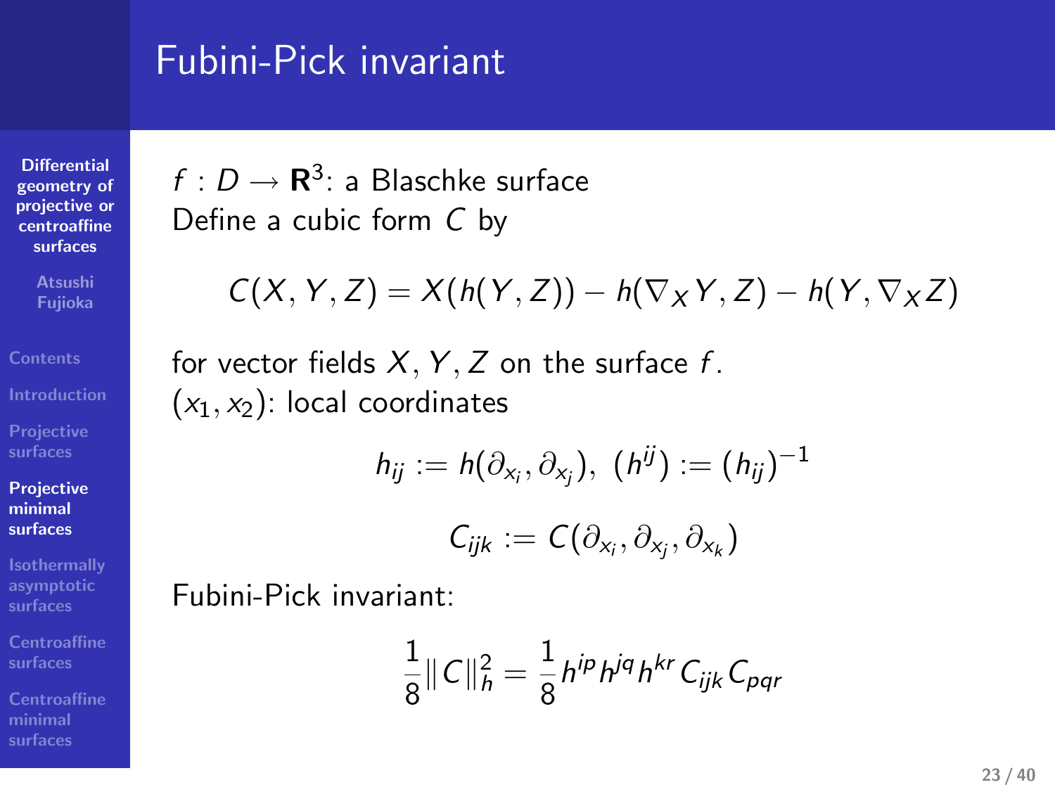# Fubini-Pick invariant

$f : D \to \mathbf{R}^3$: a Blaschke surface

Define a cubic form $C$ by

$$C(X, Y, Z) = X(h(Y, Z)) - h(\nabla_X Y, Z) - h(Y, \nabla_X Z)$$

for vector fields $X, Y, Z$ on the surface $f$.

$(x_1, x_2)$: local coordinates

$$h_{ij} := h(\partial_{x_i}, \partial_{x_j}), \ (h^{ij}) := (h_{ij})^{-1}$$

$$C_{ijk} := C(\partial_{x_i}, \partial_{x_j}, \partial_{x_k})$$

Fubini-Pick invariant:

$$\frac{1}{8}\|C\|_h^2 = \frac{1}{8} h^{ip} h^{jq} h^{kr} C_{ijk} C_{pqr}$$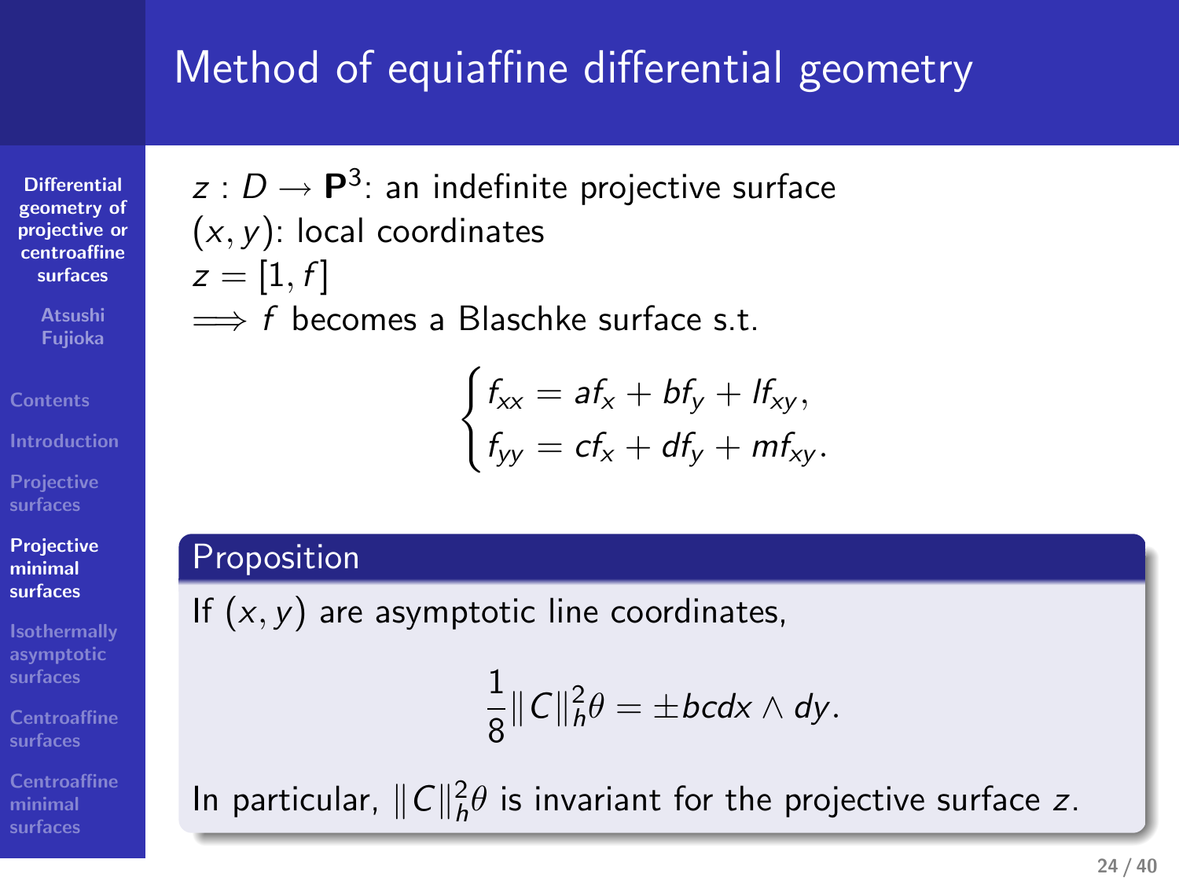# Method of equiaffine differential geometry

$z : D \to \mathbf{P}^3$: an indefinite projective surface
$(x, y)$: local coordinates
$z = [1, f]$
$\Longrightarrow$ $f$ becomes a Blaschke surface s.t.

$$
\begin{cases}
f_{xx} = af_x + bf_y + lf_{xy}, \\
f_{yy} = cf_x + df_y + mf_{xy}.
\end{cases}
$$

**Proposition**

If $(x, y)$ are asymptotic line coordinates,

$$\frac{1}{8}\|C\|_h^2 \theta = \pm bc dx \wedge dy.$$

In particular, $\|C\|_h^2 \theta$ is invariant for the projective surface $z$.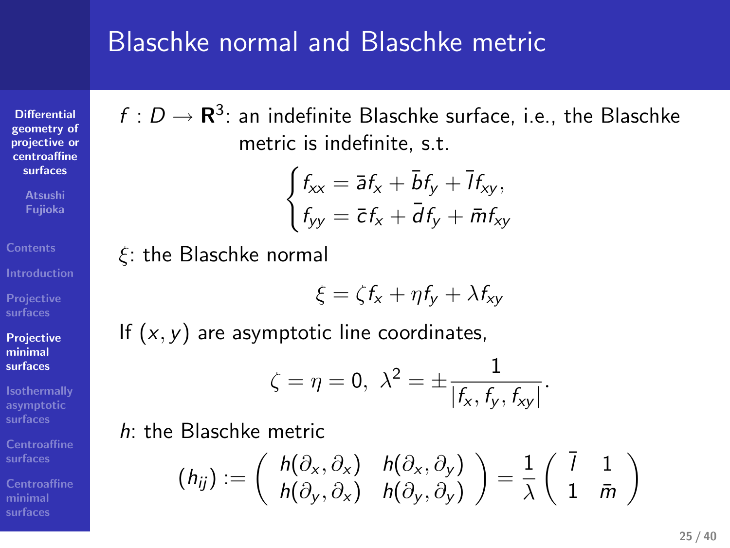# Blaschke normal and Blaschke metric

$f : D \to \mathbf{R}^3$: an indefinite Blaschke surface, i.e., the Blaschke metric is indefinite, s.t.

$$\begin{cases} f_{xx} = \bar{a} f_x + \bar{b} f_y + \bar{l} f_{xy}, \\ f_{yy} = \bar{c} f_x + \bar{d} f_y + \bar{m} f_{xy} \end{cases}$$

$\xi$: the Blaschke normal

$$\xi = \zeta f_x + \eta f_y + \lambda f_{xy}$$

If $(x, y)$ are asymptotic line coordinates,

$$\zeta = \eta = 0, \ \lambda^2 = \pm \frac{1}{|f_x, f_y, f_{xy}|}.$$

$h$: the Blaschke metric

$$(h_{ij}) := \begin{pmatrix} h(\partial_x, \partial_x) & h(\partial_x, \partial_y) \\ h(\partial_y, \partial_x) & h(\partial_y, \partial_y) \end{pmatrix} = \frac{1}{\lambda} \begin{pmatrix} \bar{l} & 1 \\ 1 & \bar{m} \end{pmatrix}$$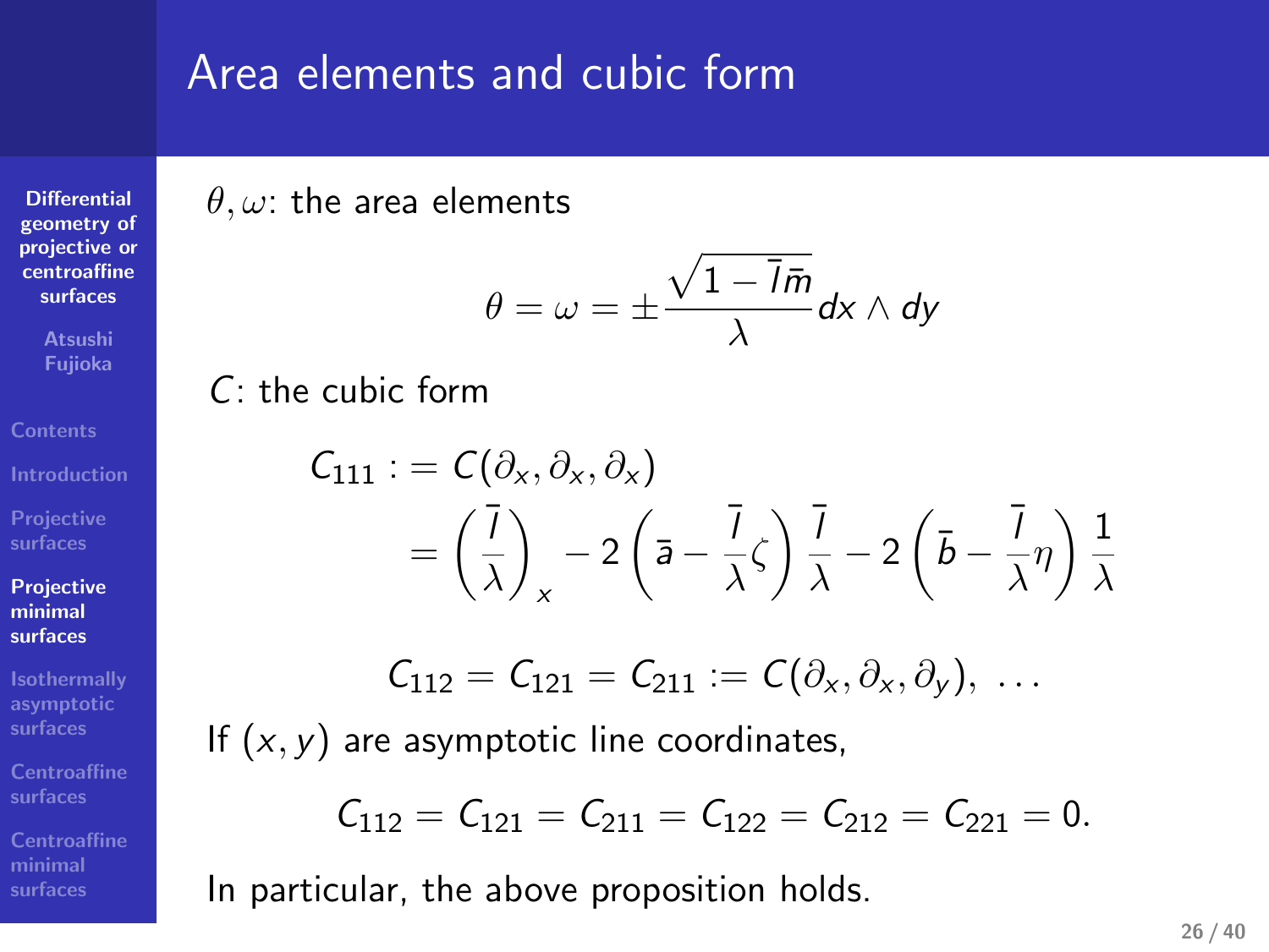## Area elements and cubic form

$\theta, \omega$: the area elements

$$\theta = \omega = \pm \frac{\sqrt{1 - \bar{l}\bar{m}}}{\lambda} dx \wedge dy$$

$C$: the cubic form

$$\begin{aligned} C_{111} :&= C(\partial_x, \partial_x, \partial_x) \\ &= \left(\frac{\bar{l}}{\lambda}\right)_x - 2\left(\bar{a} - \frac{\bar{l}}{\lambda}\zeta\right)\frac{\bar{l}}{\lambda} - 2\left(\bar{b} - \frac{\bar{l}}{\lambda}\eta\right)\frac{1}{\lambda} \end{aligned}$$

$$C_{112} = C_{121} = C_{211} := C(\partial_x, \partial_x, \partial_y), \ \ldots$$

If $(x, y)$ are asymptotic line coordinates,

$$C_{112} = C_{121} = C_{211} = C_{122} = C_{212} = C_{221} = 0.$$

In particular, the above proposition holds.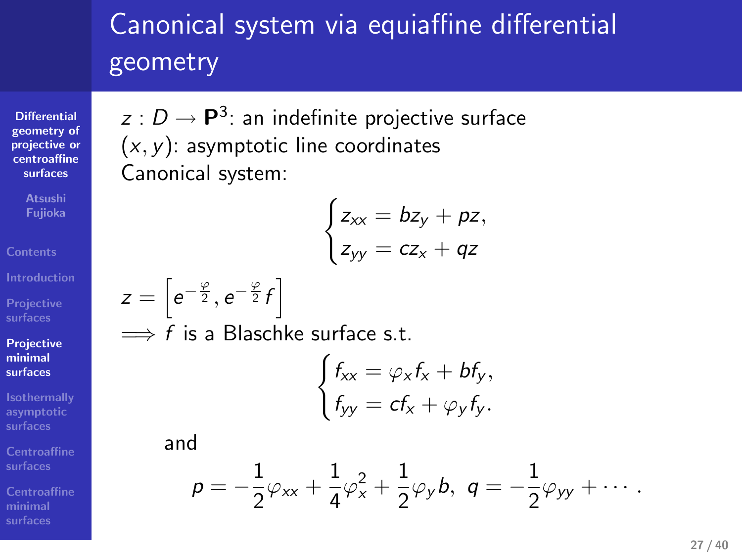# Canonical system via equiaffine differential geometry

$z : D \to \mathbf{P}^3$: an indefinite projective surface
$(x, y)$: asymptotic line coordinates
Canonical system:

$$
\begin{cases}
z_{xx} = bz_y + pz, \\
z_{yy} = cz_x + qz
\end{cases}
$$

$z = \left[ e^{-\frac{\varphi}{2}}, e^{-\frac{\varphi}{2}} f \right]$

$\Longrightarrow$ $f$ is a Blaschke surface s.t.

$$
\begin{cases}
f_{xx} = \varphi_x f_x + b f_y, \\
f_{yy} = c f_x + \varphi_y f_y.
\end{cases}
$$

and

$$
p = -\frac{1}{2}\varphi_{xx} + \frac{1}{4}\varphi_x^2 + \frac{1}{2}\varphi_y b, \; q = -\frac{1}{2}\varphi_{yy} + \cdots .
$$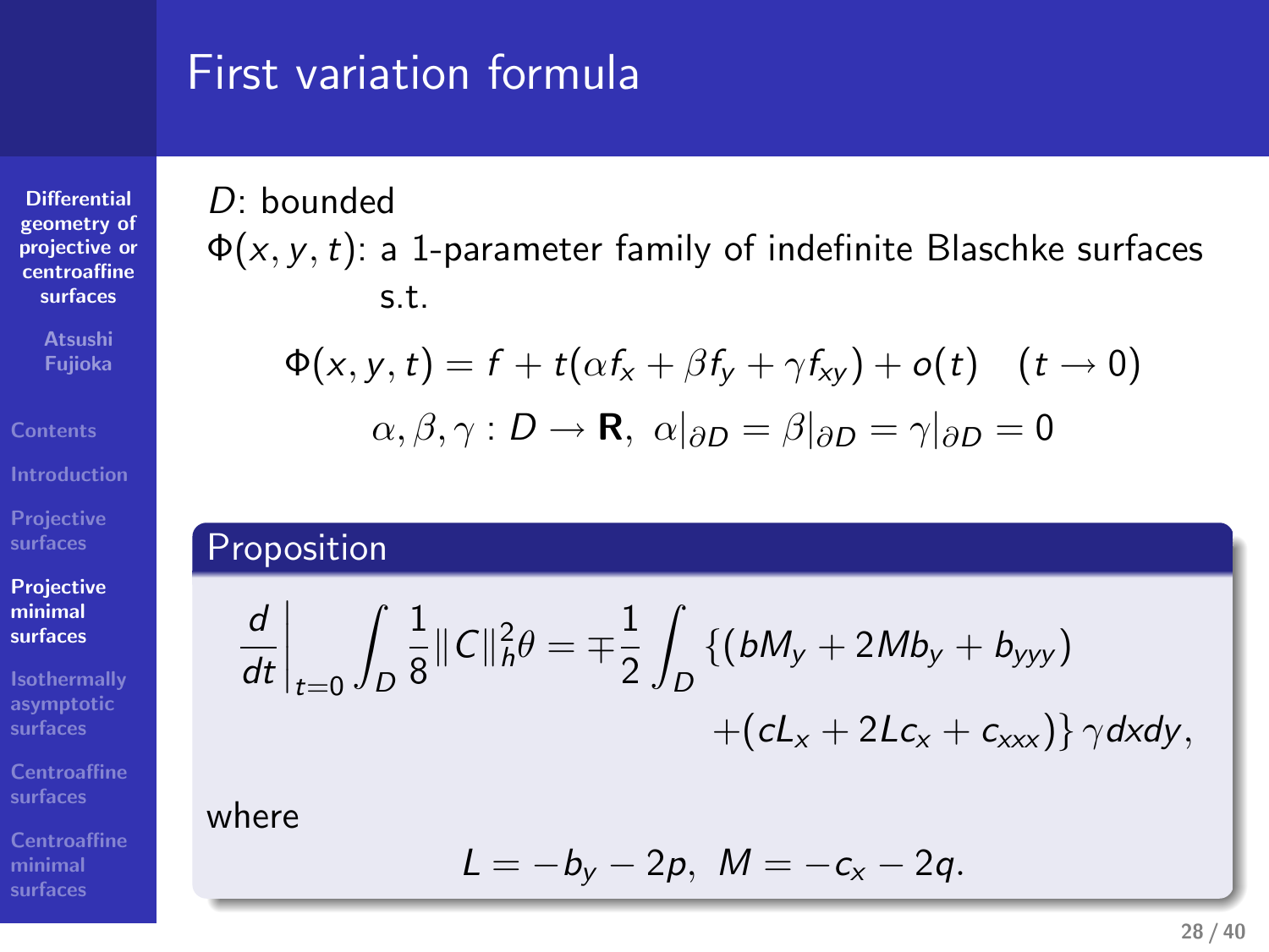# First variation formula

$D$: bounded

$\Phi(x, y, t)$: a 1-parameter family of indefinite Blaschke surfaces s.t.

$$\Phi(x, y, t) = f + t(\alpha f_x + \beta f_y + \gamma f_{xy}) + o(t) \quad (t \to 0)$$

$$\alpha, \beta, \gamma : D \to \mathbf{R}, \ \alpha|_{\partial D} = \beta|_{\partial D} = \gamma|_{\partial D} = 0$$

**Proposition**

$$\left.\frac{d}{dt}\right|_{t=0} \int_D \frac{1}{8} \|C\|_h^2 \theta = \mp \frac{1}{2} \int_D \{(bM_y + 2Mb_y + b_{yyy}) + (cL_x + 2Lc_x + c_{xxx})\} \gamma dxdy,$$

where

$$L = -b_y - 2p, \ M = -c_x - 2q.$$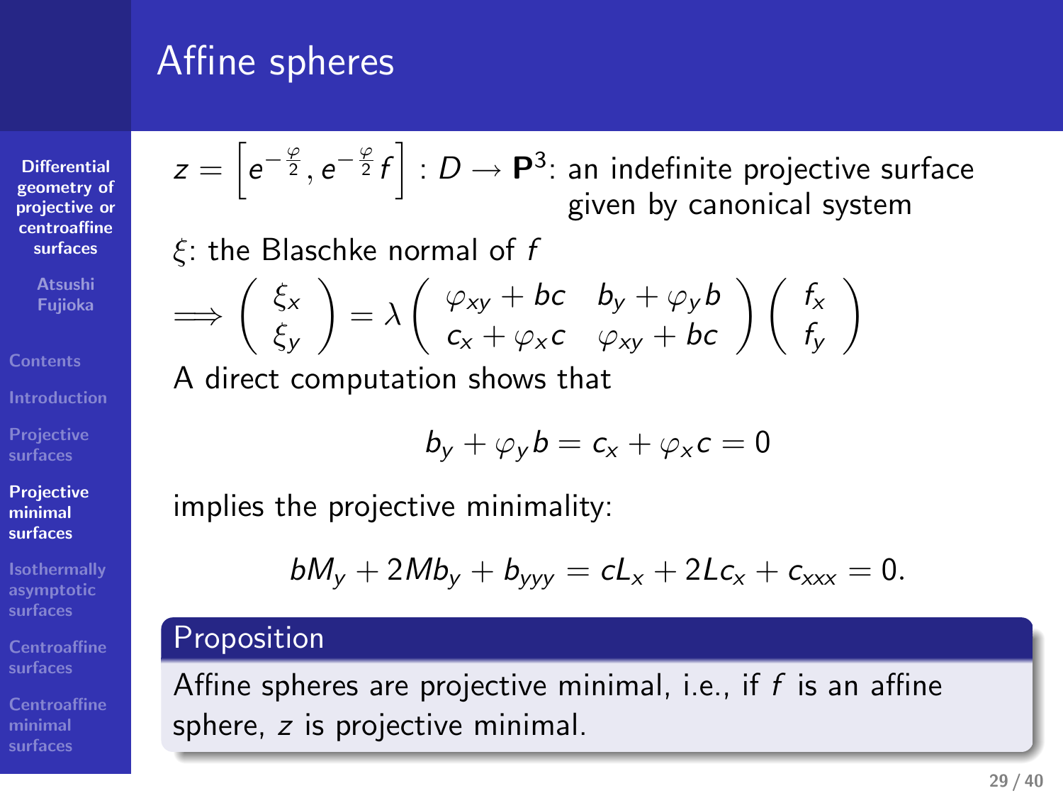# Affine spheres

$z = \left[e^{-\frac{\varphi}{2}}, e^{-\frac{\varphi}{2}} f\right] : D \to \mathbf{P}^3$: an indefinite projective surface given by canonical system

$\xi$: the Blaschke normal of $f$

$$\Longrightarrow \begin{pmatrix} \xi_x \\ \xi_y \end{pmatrix} = \lambda \begin{pmatrix} \varphi_{xy} + bc & b_y + \varphi_y b \\ c_x + \varphi_x c & \varphi_{xy} + bc \end{pmatrix} \begin{pmatrix} f_x \\ f_y \end{pmatrix}$$

A direct computation shows that

$$b_y + \varphi_y b = c_x + \varphi_x c = 0$$

implies the projective minimality:

$$bM_y + 2Mb_y + b_{yyy} = cL_x + 2Lc_x + c_{xxx} = 0.$$

**Proposition**

Affine spheres are projective minimal, i.e., if $f$ is an affine sphere, $z$ is projective minimal.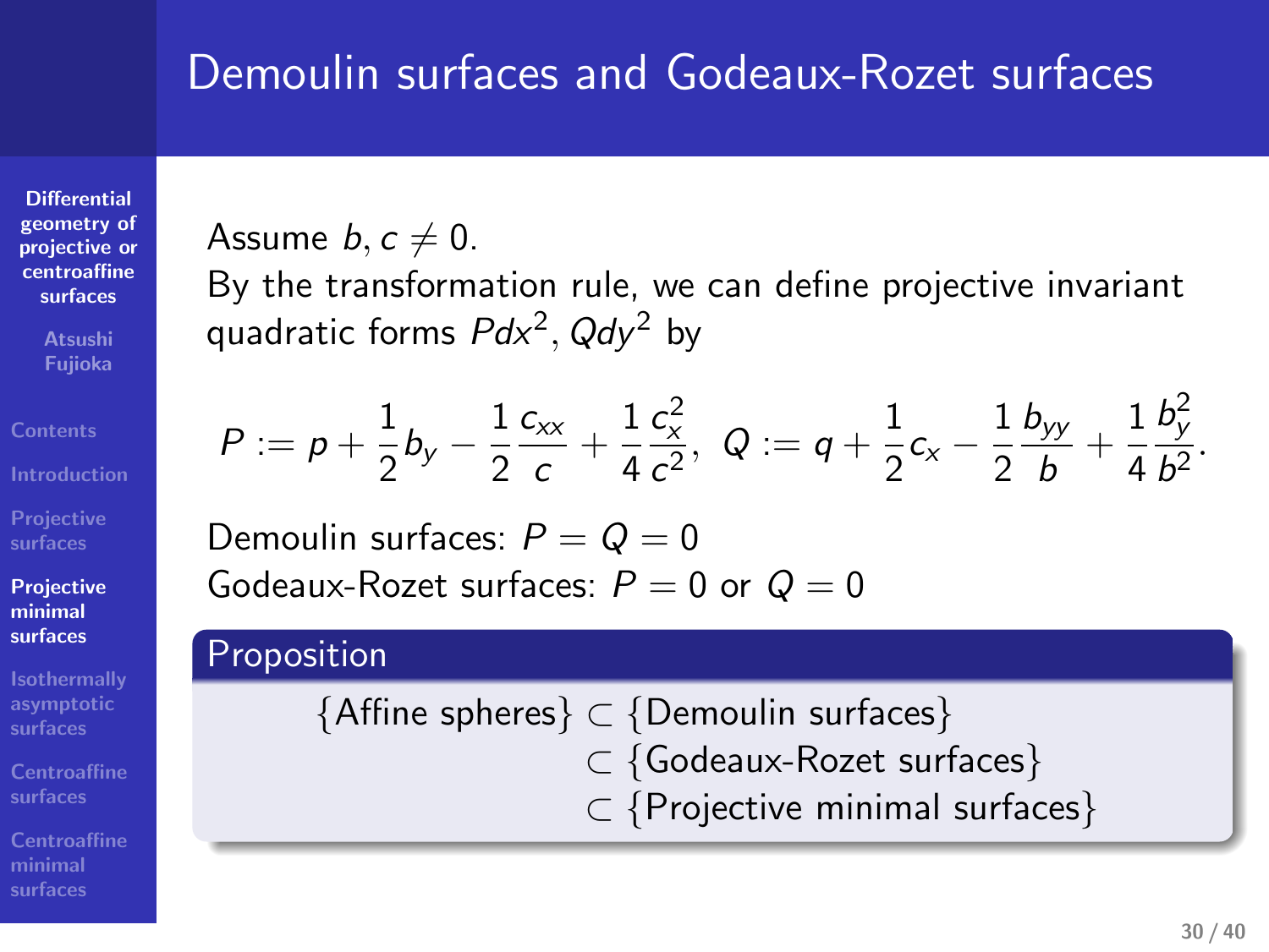# Demoulin surfaces and Godeaux-Rozet surfaces

Assume $b, c \neq 0$.

By the transformation rule, we can define projective invariant quadratic forms $Pdx^2, Qdy^2$ by

$$P := p + \frac{1}{2}b_y - \frac{1}{2}\frac{c_{xx}}{c} + \frac{1}{4}\frac{c_x^2}{c^2}, \;\; Q := q + \frac{1}{2}c_x - \frac{1}{2}\frac{b_{yy}}{b} + \frac{1}{4}\frac{b_y^2}{b^2}.$$

Demoulin surfaces: $P = Q = 0$

Godeaux-Rozet surfaces: $P = 0$ or $Q = 0$

**Proposition**

$$\begin{aligned}\{\text{Affine spheres}\} &\subset \{\text{Demoulin surfaces}\}\\ &\subset \{\text{Godeaux-Rozet surfaces}\}\\ &\subset \{\text{Projective minimal surfaces}\}\end{aligned}$$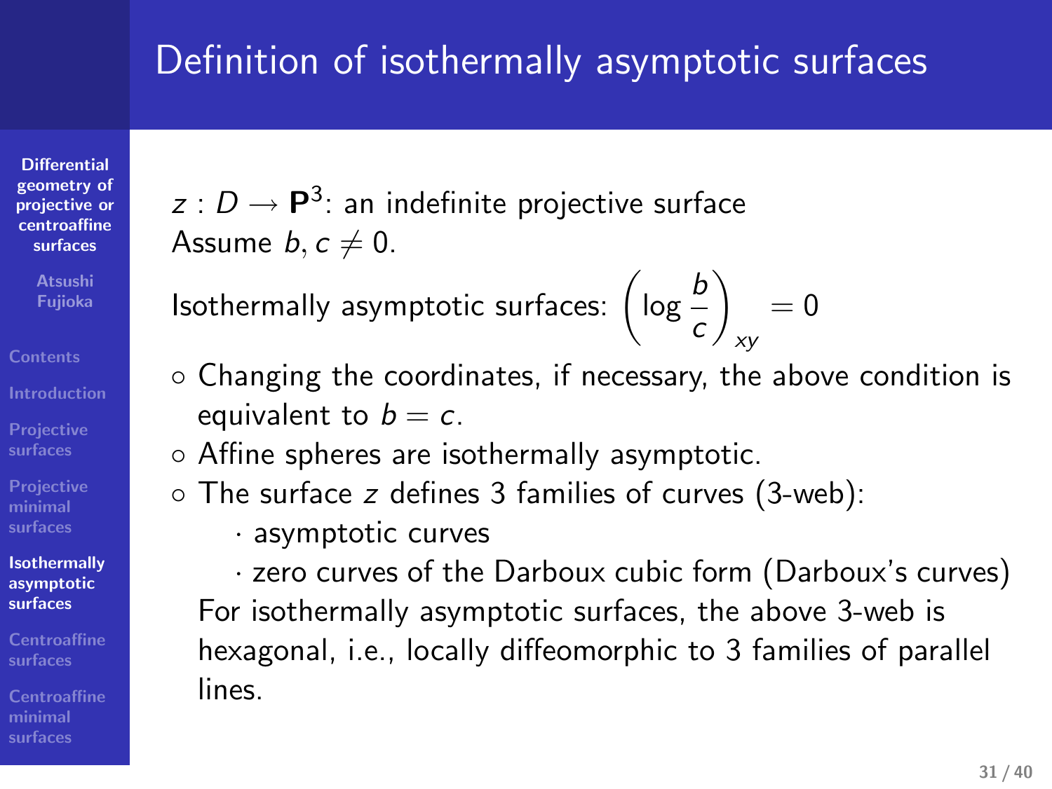# Definition of isothermally asymptotic surfaces

$z : D \to \mathbf{P}^3$: an indefinite projective surface
Assume $b, c \neq 0$.

Isothermally asymptotic surfaces: $\left(\log \dfrac{b}{c}\right)_{xy} = 0$

- Changing the coordinates, if necessary, the above condition is equivalent to $b = c$.
- Affine spheres are isothermally asymptotic.
- The surface $z$ defines 3 families of curves (3-web):
  - asymptotic curves
  - zero curves of the Darboux cubic form (Darboux's curves)

  For isothermally asymptotic surfaces, the above 3-web is hexagonal, i.e., locally diffeomorphic to 3 families of parallel lines.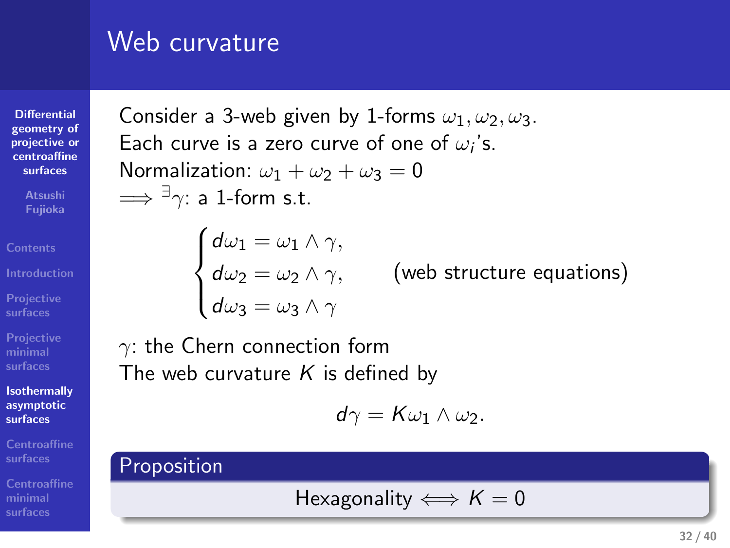# Web curvature

Consider a 3-web given by 1-forms $\omega_1, \omega_2, \omega_3$.
Each curve is a zero curve of one of $\omega_i$'s.
Normalization: $\omega_1 + \omega_2 + \omega_3 = 0$
$\Longrightarrow {}^{\exists}\gamma$: a 1-form s.t.

$$\begin{cases} d\omega_1 = \omega_1 \wedge \gamma, \\ d\omega_2 = \omega_2 \wedge \gamma, \\ d\omega_3 = \omega_3 \wedge \gamma \end{cases} \qquad \text{(web structure equations)}$$

$\gamma$: the Chern connection form
The web curvature $K$ is defined by

$$d\gamma = K\omega_1 \wedge \omega_2.$$

**Proposition**

Hexagonality $\Longleftrightarrow K = 0$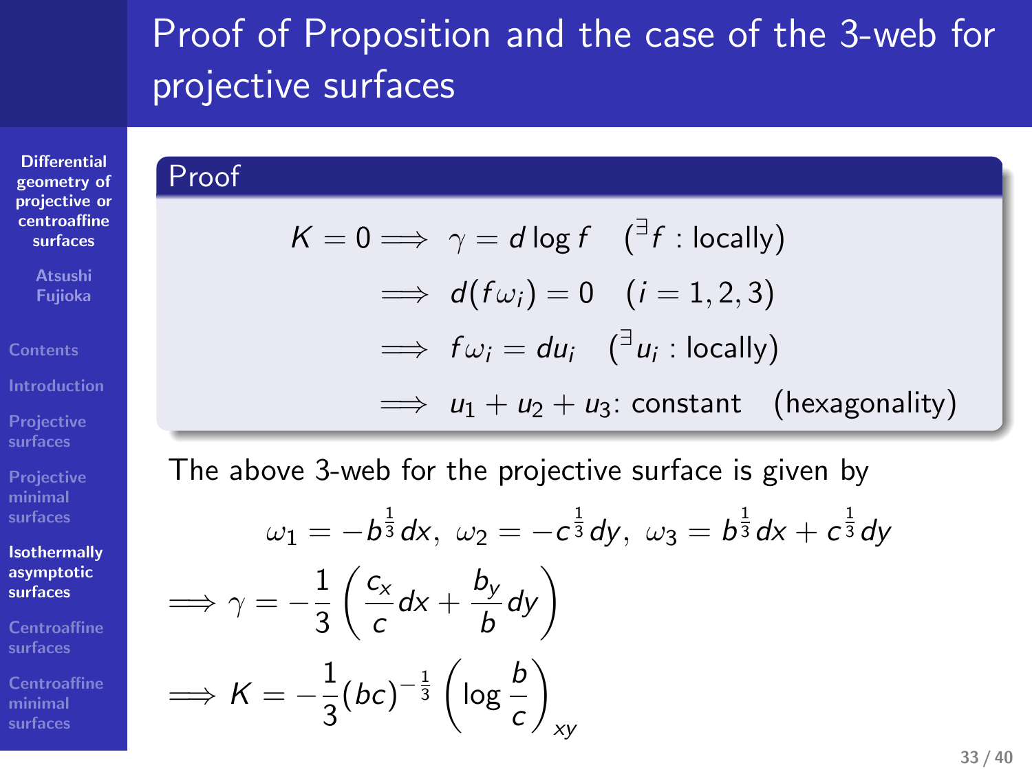# Proof of Proposition and the case of the 3-web for projective surfaces

**Proof**

$$K = 0 \implies \gamma = d \log f \quad ({}^{\exists} f : \text{locally})$$

$$\implies d(f\omega_i) = 0 \quad (i = 1, 2, 3)$$

$$\implies f\omega_i = du_i \quad ({}^{\exists} u_i : \text{locally})$$

$$\implies u_1 + u_2 + u_3 \text{: constant} \quad \text{(hexagonality)}$$

The above 3-web for the projective surface is given by

$$\omega_1 = -b^{\frac{1}{3}} dx, \ \omega_2 = -c^{\frac{1}{3}} dy, \ \omega_3 = b^{\frac{1}{3}} dx + c^{\frac{1}{3}} dy$$

$$\implies \gamma = -\frac{1}{3} \left( \frac{c_x}{c} dx + \frac{b_y}{b} dy \right)$$

$$\implies K = -\frac{1}{3} (bc)^{-\frac{1}{3}} \left( \log \frac{b}{c} \right)_{xy}$$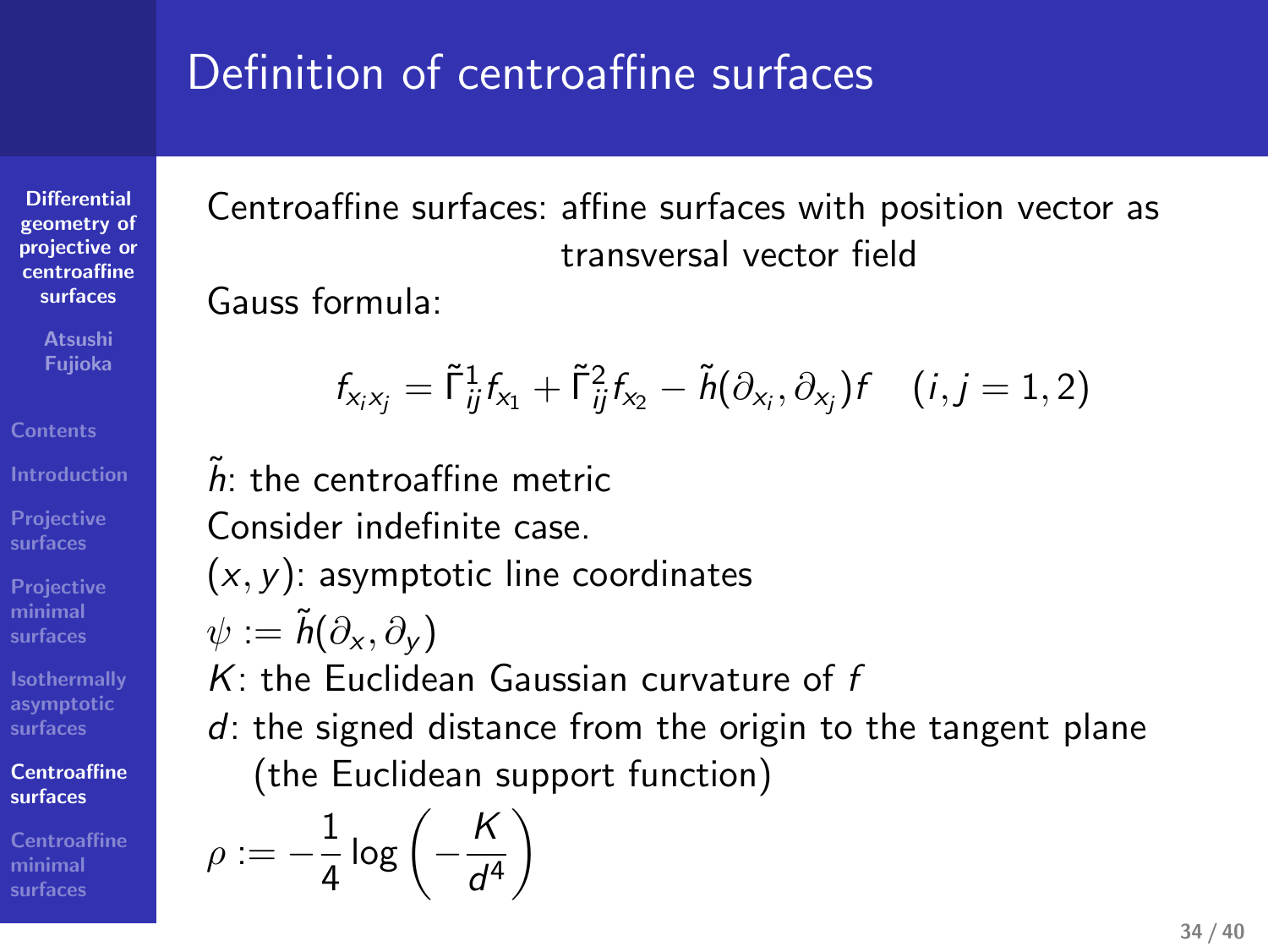# Definition of centroaffine surfaces

Centroaffine surfaces: affine surfaces with position vector as transversal vector field

Gauss formula:

$$f_{x_i x_j} = \tilde{\Gamma}^1_{ij} f_{x_1} + \tilde{\Gamma}^2_{ij} f_{x_2} - \tilde{h}(\partial_{x_i}, \partial_{x_j}) f \quad (i, j = 1, 2)$$

$\tilde{h}$: the centroaffine metric

Consider indefinite case.

$(x, y)$: asymptotic line coordinates

$\psi := \tilde{h}(\partial_x, \partial_y)$

$K$: the Euclidean Gaussian curvature of $f$

$d$: the signed distance from the origin to the tangent plane (the Euclidean support function)

$\rho := -\frac{1}{4} \log \left( -\frac{K}{d^4} \right)$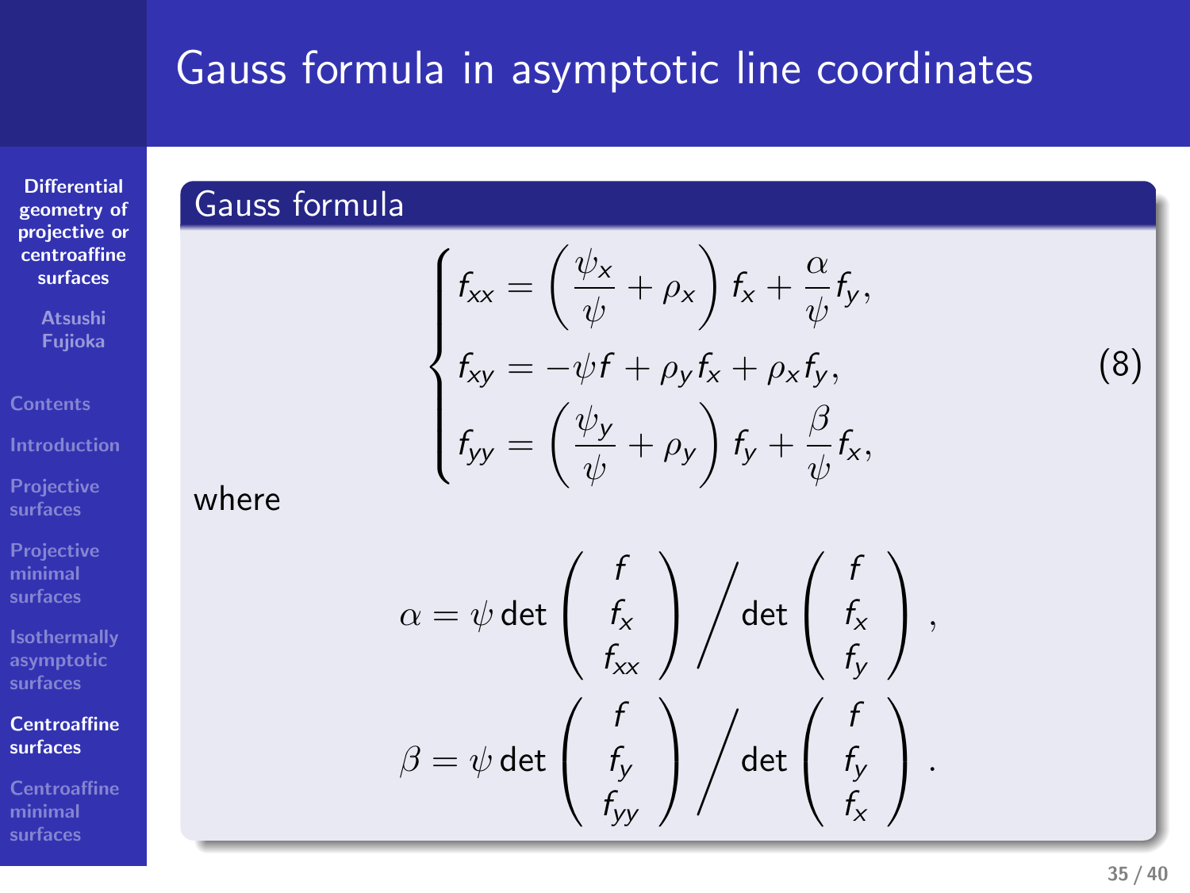# Gauss formula in asymptotic line coordinates

## Gauss formula

$$
\begin{cases}
f_{xx} = \left( \dfrac{\psi_x}{\psi} + \rho_x \right) f_x + \dfrac{\alpha}{\psi} f_y, \\
f_{xy} = -\psi f + \rho_y f_x + \rho_x f_y, \\
f_{yy} = \left( \dfrac{\psi_y}{\psi} + \rho_y \right) f_y + \dfrac{\beta}{\psi} f_x,
\end{cases}
\tag{8}
$$

where

$$
\alpha = \psi \det \begin{pmatrix} f \\ f_x \\ f_{xx} \end{pmatrix} \Big/ \det \begin{pmatrix} f \\ f_x \\ f_y \end{pmatrix},
$$

$$
\beta = \psi \det \begin{pmatrix} f \\ f_y \\ f_{yy} \end{pmatrix} \Big/ \det \begin{pmatrix} f \\ f_y \\ f_x \end{pmatrix}.
$$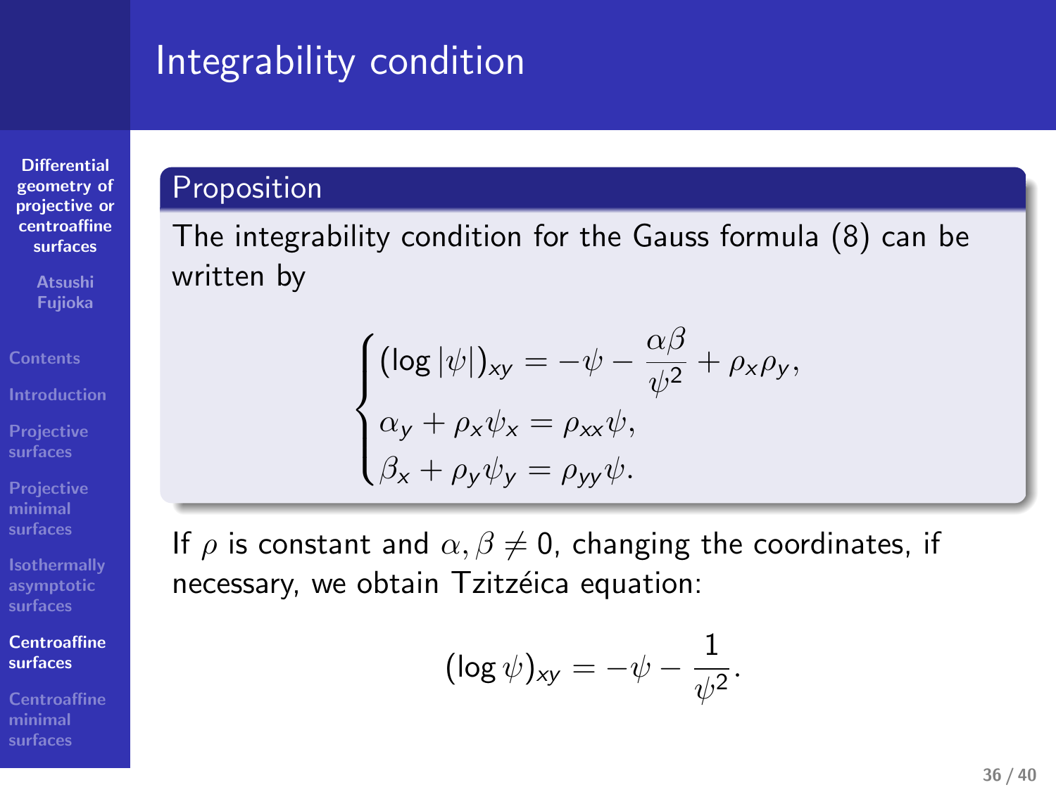# Integrability condition

**Proposition**

The integrability condition for the Gauss formula (8) can be written by

$$
\begin{cases}
(\log|\psi|)_{xy} = -\psi - \dfrac{\alpha\beta}{\psi^2} + \rho_x\rho_y, \\
\alpha_y + \rho_x\psi_x = \rho_{xx}\psi, \\
\beta_x + \rho_y\psi_y = \rho_{yy}\psi.
\end{cases}
$$

If $\rho$ is constant and $\alpha, \beta \neq 0$, changing the coordinates, if necessary, we obtain Tzitzéica equation:

$$
(\log\psi)_{xy} = -\psi - \frac{1}{\psi^2}.
$$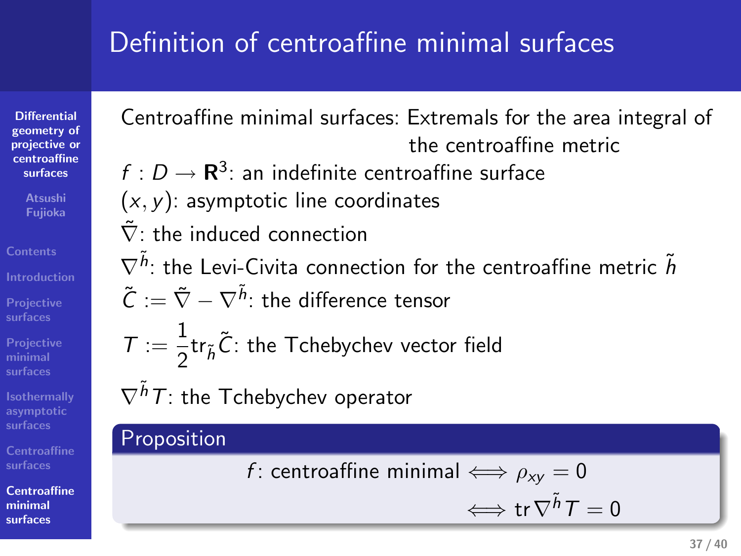# Definition of centroaffine minimal surfaces

Centroaffine minimal surfaces: Extremals for the area integral of the centroaffine metric

$f : D \to \mathbf{R}^3$: an indefinite centroaffine surface

$(x, y)$: asymptotic line coordinates

$\tilde{\nabla}$: the induced connection

$\nabla^{\tilde{h}}$: the Levi-Civita connection for the centroaffine metric $\tilde{h}$

$\tilde{C} := \tilde{\nabla} - \nabla^{\tilde{h}}$: the difference tensor

$T := \dfrac{1}{2}\mathrm{tr}_{\tilde{h}}\tilde{C}$: the Tchebychev vector field

$\nabla^{\tilde{h}} T$: the Tchebychev operator

**Proposition**

$$f\text{: centroaffine minimal} \iff \rho_{xy} = 0$$

$$\iff \mathrm{tr}\, \nabla^{\tilde{h}} T = 0$$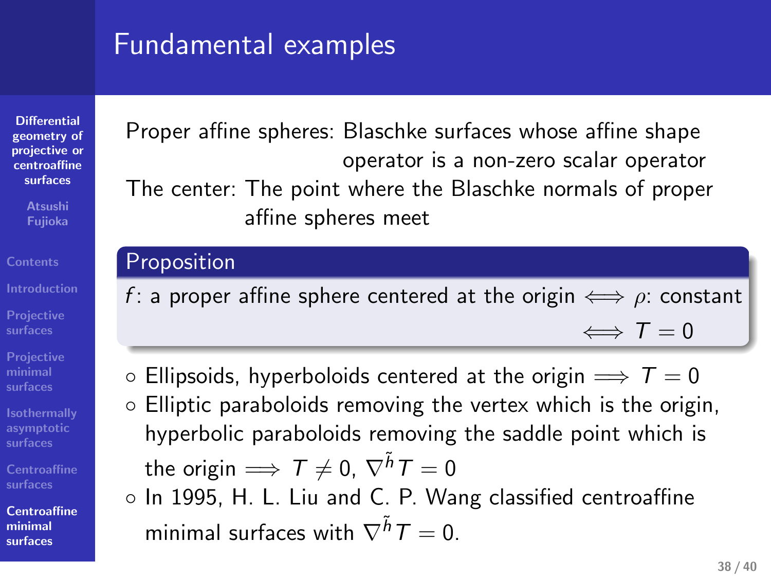# Fundamental examples

Proper affine spheres: Blaschke surfaces whose affine shape operator is a non-zero scalar operator

The center: The point where the Blaschke normals of proper affine spheres meet

**Proposition**

$f$: a proper affine sphere centered at the origin $\iff$ $\rho$: constant $\iff$ $T = 0$

- Ellipsoids, hyperboloids centered at the origin $\implies$ $T = 0$
- Elliptic paraboloids removing the vertex which is the origin, hyperbolic paraboloids removing the saddle point which is the origin $\implies$ $T \neq 0$, $\nabla^{\tilde{h}} T = 0$
- In 1995, H. L. Liu and C. P. Wang classified centroaffine minimal surfaces with $\nabla^{\tilde{h}} T = 0$.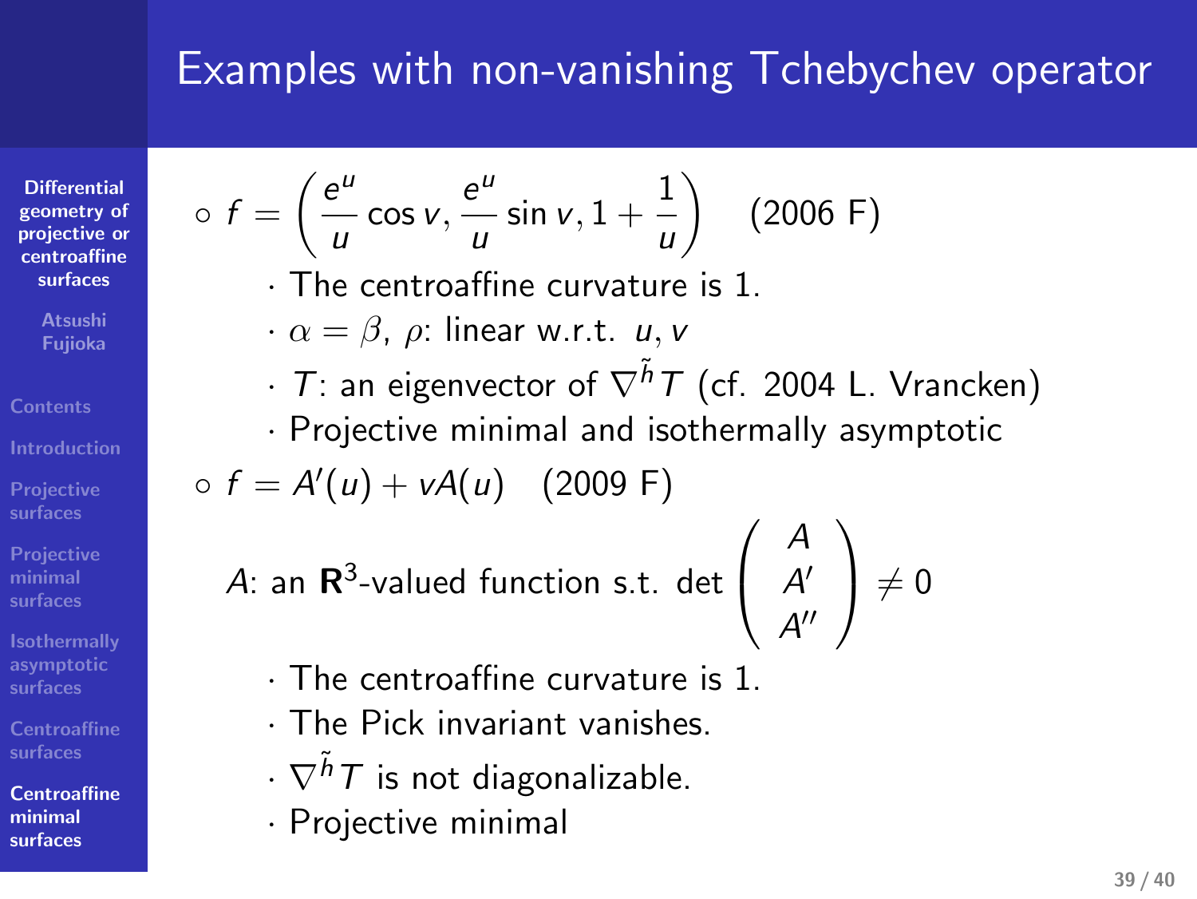## Examples with non-vanishing Tchebychev operator

- $f = \left( \dfrac{e^u}{u} \cos v, \dfrac{e^u}{u} \sin v, 1 + \dfrac{1}{u} \right)$ (2006 F)
  - The centroaffine curvature is 1.
  - $\alpha = \beta$, $\rho$: linear w.r.t. $u, v$
  - $T$: an eigenvector of $\nabla^{\tilde{h}} T$ (cf. 2004 L. Vrancken)
  - Projective minimal and isothermally asymptotic
- $f = A'(u) + vA(u)$ (2009 F)

  $A$: an $\mathbf{R}^3$-valued function s.t. $\det \begin{pmatrix} A \\ A' \\ A'' \end{pmatrix} \neq 0$

  - The centroaffine curvature is 1.
  - The Pick invariant vanishes.
  - $\nabla^{\tilde{h}} T$ is not diagonalizable.
  - Projective minimal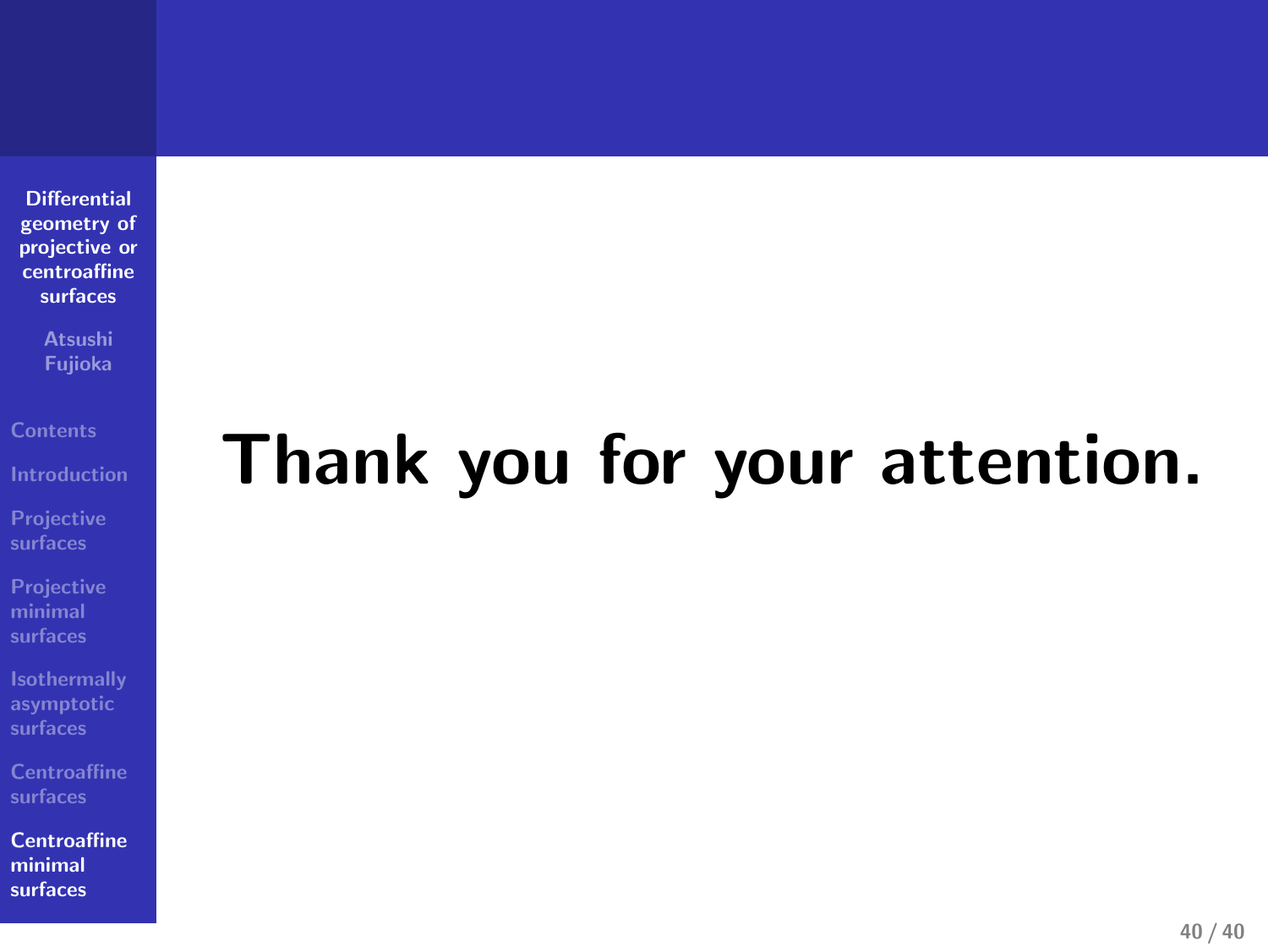# Thank you for your attention.